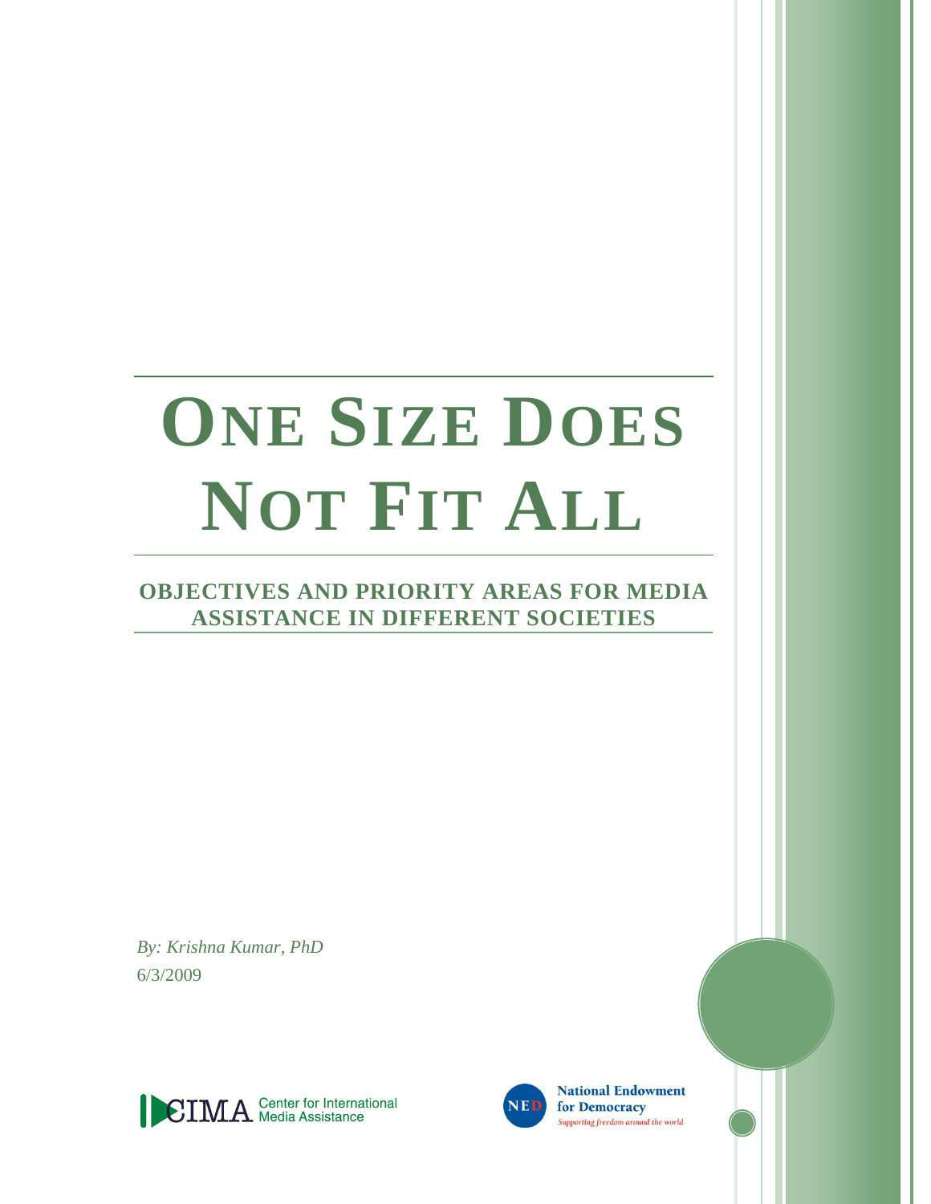# One Size Does Not Fit All

## Objectives and Priority Areas for Media Assistance in Different Societies

*By: Krishna Kumar, PhD*

6/3/2009

CIMA Center for International Media Assistance

NED National Endowment for Democracy

*Supporting freedom around the world*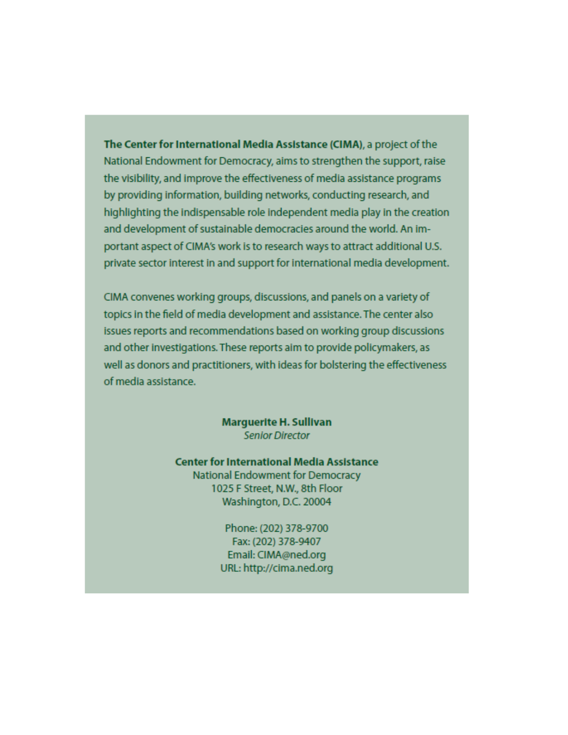**The Center for International Media Assistance (CIMA)**, a project of the National Endowment for Democracy, aims to strengthen the support, raise the visibility, and improve the effectiveness of media assistance programs by providing information, building networks, conducting research, and highlighting the indispensable role independent media play in the creation and development of sustainable democracies around the world. An important aspect of CIMA's work is to research ways to attract additional U.S. private sector interest in and support for international media development.

CIMA convenes working groups, discussions, and panels on a variety of topics in the field of media development and assistance. The center also issues reports and recommendations based on working group discussions and other investigations. These reports aim to provide policymakers, as well as donors and practitioners, with ideas for bolstering the effectiveness of media assistance.

**Marguerite H. Sullivan**
*Senior Director*

**Center for International Media Assistance**
National Endowment for Democracy
1025 F Street, N.W., 8th Floor
Washington, D.C. 20004

Phone: (202) 378-9700
Fax: (202) 378-9407
Email: CIMA@ned.org
URL: http://cima.ned.org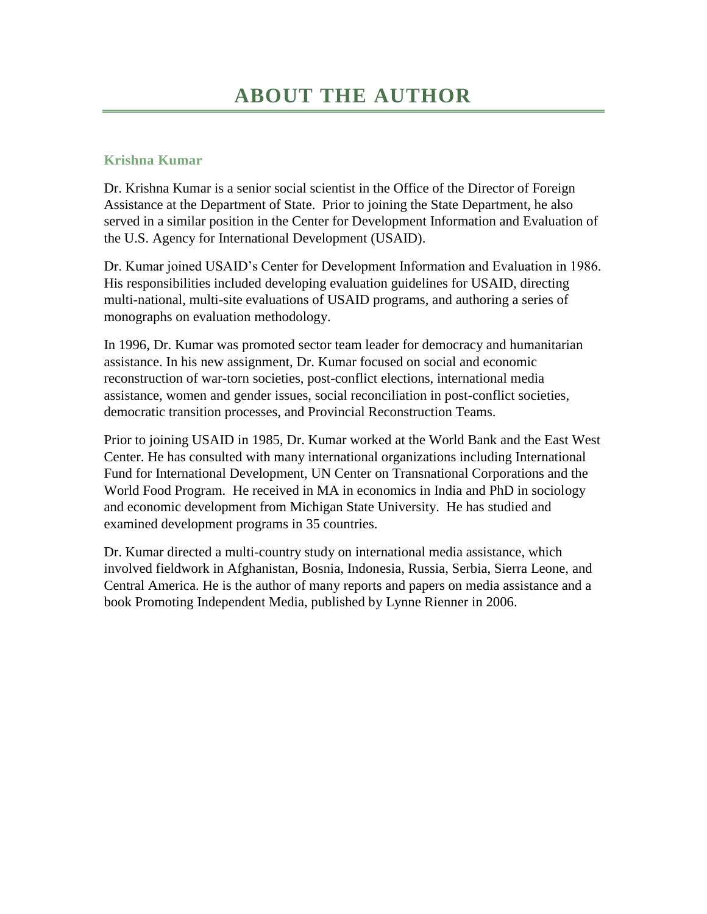# ABOUT THE AUTHOR

### Krishna Kumar

Dr. Krishna Kumar is a senior social scientist in the Office of the Director of Foreign Assistance at the Department of State. Prior to joining the State Department, he also served in a similar position in the Center for Development Information and Evaluation of the U.S. Agency for International Development (USAID).

Dr. Kumar joined USAID's Center for Development Information and Evaluation in 1986. His responsibilities included developing evaluation guidelines for USAID, directing multi-national, multi-site evaluations of USAID programs, and authoring a series of monographs on evaluation methodology.

In 1996, Dr. Kumar was promoted sector team leader for democracy and humanitarian assistance. In his new assignment, Dr. Kumar focused on social and economic reconstruction of war-torn societies, post-conflict elections, international media assistance, women and gender issues, social reconciliation in post-conflict societies, democratic transition processes, and Provincial Reconstruction Teams.

Prior to joining USAID in 1985, Dr. Kumar worked at the World Bank and the East West Center. He has consulted with many international organizations including International Fund for International Development, UN Center on Transnational Corporations and the World Food Program. He received in MA in economics in India and PhD in sociology and economic development from Michigan State University. He has studied and examined development programs in 35 countries.

Dr. Kumar directed a multi-country study on international media assistance, which involved fieldwork in Afghanistan, Bosnia, Indonesia, Russia, Serbia, Sierra Leone, and Central America. He is the author of many reports and papers on media assistance and a book Promoting Independent Media, published by Lynne Rienner in 2006.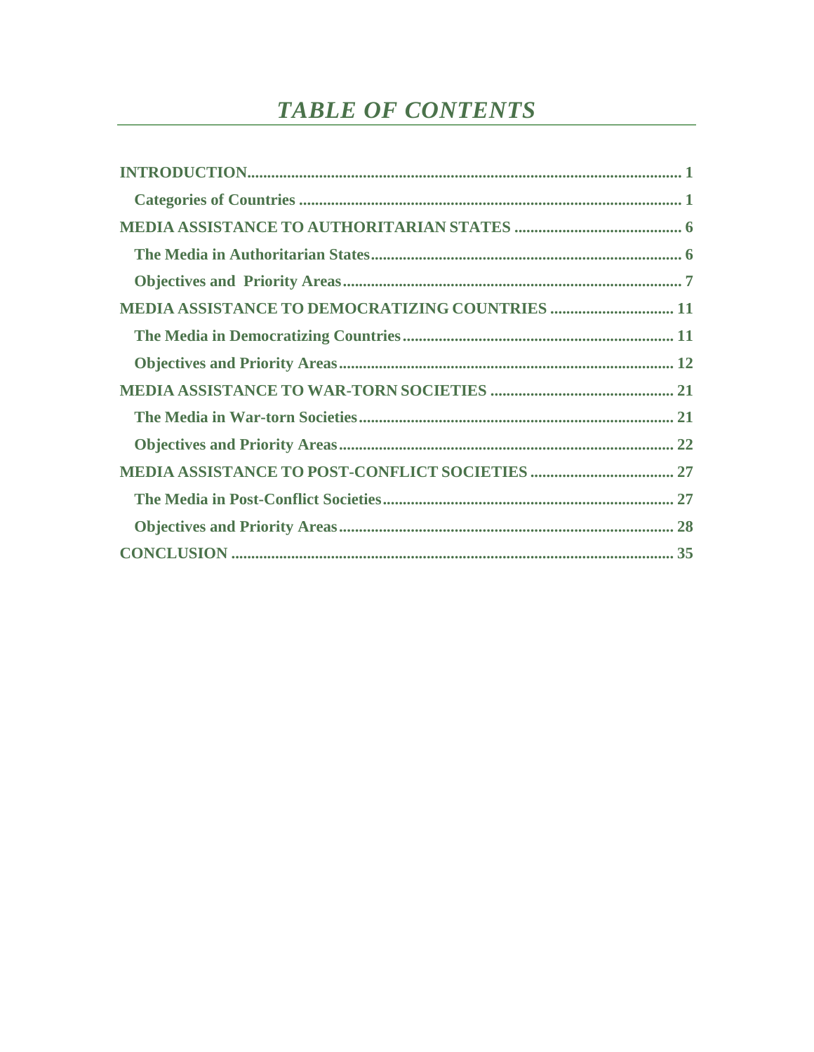# *TABLE OF CONTENTS*

**INTRODUCTION** ........ 1

- **Categories of Countries** ........ 1

**MEDIA ASSISTANCE TO AUTHORITARIAN STATES** ........ 6

- **The Media in Authoritarian States** ........ 6
- **Objectives and Priority Areas** ........ 7

**MEDIA ASSISTANCE TO DEMOCRATIZING COUNTRIES** ........ 11

- **The Media in Democratizing Countries** ........ 11
- **Objectives and Priority Areas** ........ 12

**MEDIA ASSISTANCE TO WAR-TORN SOCIETIES** ........ 21

- **The Media in War-torn Societies** ........ 21
- **Objectives and Priority Areas** ........ 22

**MEDIA ASSISTANCE TO POST-CONFLICT SOCIETIES** ........ 27

- **The Media in Post-Conflict Societies** ........ 27
- **Objectives and Priority Areas** ........ 28

**CONCLUSION** ........ 35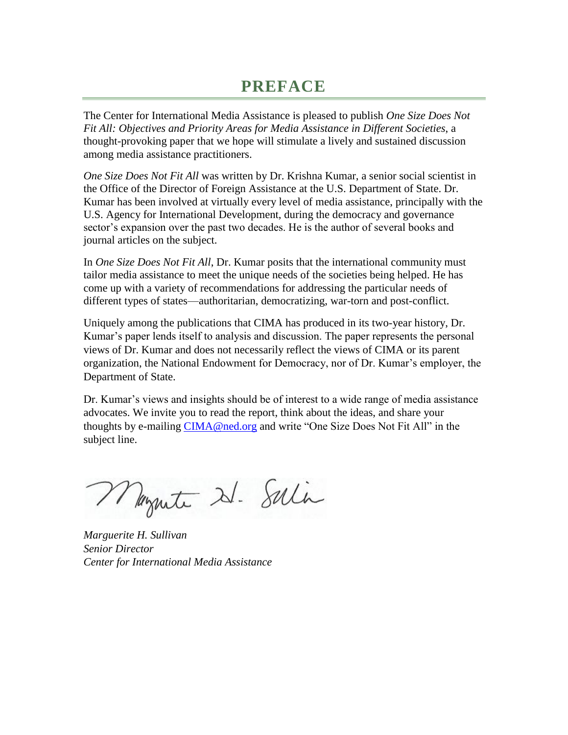# PREFACE

The Center for International Media Assistance is pleased to publish *One Size Does Not Fit All: Objectives and Priority Areas for Media Assistance in Different Societies*, a thought-provoking paper that we hope will stimulate a lively and sustained discussion among media assistance practitioners.

*One Size Does Not Fit All* was written by Dr. Krishna Kumar, a senior social scientist in the Office of the Director of Foreign Assistance at the U.S. Department of State. Dr. Kumar has been involved at virtually every level of media assistance, principally with the U.S. Agency for International Development, during the democracy and governance sector's expansion over the past two decades. He is the author of several books and journal articles on the subject.

In *One Size Does Not Fit All*, Dr. Kumar posits that the international community must tailor media assistance to meet the unique needs of the societies being helped. He has come up with a variety of recommendations for addressing the particular needs of different types of states—authoritarian, democratizing, war-torn and post-conflict.

Uniquely among the publications that CIMA has produced in its two-year history, Dr. Kumar's paper lends itself to analysis and discussion. The paper represents the personal views of Dr. Kumar and does not necessarily reflect the views of CIMA or its parent organization, the National Endowment for Democracy, nor of Dr. Kumar's employer, the Department of State.

Dr. Kumar's views and insights should be of interest to a wide range of media assistance advocates. We invite you to read the report, think about the ideas, and share your thoughts by e-mailing CIMA@ned.org and write "One Size Does Not Fit All" in the subject line.

*Marguerite H. Sullivan*
*Senior Director*
*Center for International Media Assistance*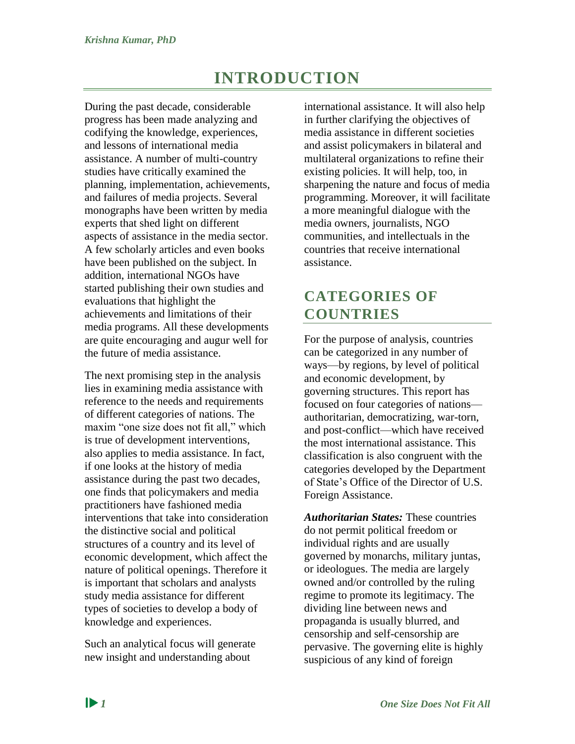# INTRODUCTION

During the past decade, considerable progress has been made analyzing and codifying the knowledge, experiences, and lessons of international media assistance. A number of multi-country studies have critically examined the planning, implementation, achievements, and failures of media projects. Several monographs have been written by media experts that shed light on different aspects of assistance in the media sector. A few scholarly articles and even books have been published on the subject. In addition, international NGOs have started publishing their own studies and evaluations that highlight the achievements and limitations of their media programs. All these developments are quite encouraging and augur well for the future of media assistance.

The next promising step in the analysis lies in examining media assistance with reference to the needs and requirements of different categories of nations. The maxim "one size does not fit all," which is true of development interventions, also applies to media assistance. In fact, if one looks at the history of media assistance during the past two decades, one finds that policymakers and media practitioners have fashioned media interventions that take into consideration the distinctive social and political structures of a country and its level of economic development, which affect the nature of political openings. Therefore it is important that scholars and analysts study media assistance for different types of societies to develop a body of knowledge and experiences.

Such an analytical focus will generate new insight and understanding about international assistance. It will also help in further clarifying the objectives of media assistance in different societies and assist policymakers in bilateral and multilateral organizations to refine their existing policies. It will help, too, in sharpening the nature and focus of media programming. Moreover, it will facilitate a more meaningful dialogue with the media owners, journalists, NGO communities, and intellectuals in the countries that receive international assistance.

## CATEGORIES OF COUNTRIES

For the purpose of analysis, countries can be categorized in any number of ways—by regions, by level of political and economic development, by governing structures. This report has focused on four categories of nations—authoritarian, democratizing, war-torn, and post-conflict—which have received the most international assistance. This classification is also congruent with the categories developed by the Department of State's Office of the Director of U.S. Foreign Assistance.

***Authoritarian States:*** These countries do not permit political freedom or individual rights and are usually governed by monarchs, military juntas, or ideologues. The media are largely owned and/or controlled by the ruling regime to promote its legitimacy. The dividing line between news and propaganda is usually blurred, and censorship and self-censorship are pervasive. The governing elite is highly suspicious of any kind of foreign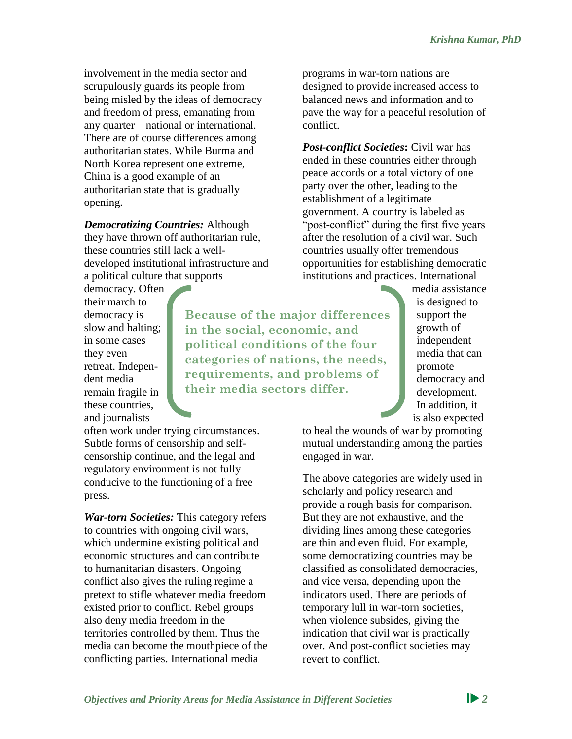involvement in the media sector and scrupulously guards its people from being misled by the ideas of democracy and freedom of press, emanating from any quarter—national or international. There are of course differences among authoritarian states. While Burma and North Korea represent one extreme, China is a good example of an authoritarian state that is gradually opening.

***Democratizing Countries:*** Although they have thrown off authoritarian rule, these countries still lack a well-developed institutional infrastructure and a political culture that supports democracy. Often their march to democracy is slow and halting; in some cases they even retreat. Independent media remain fragile in these countries, and journalists often work under trying circumstances. Subtle forms of censorship and self-censorship continue, and the legal and regulatory environment is not fully conducive to the functioning of a free press.

***War-torn Societies:*** This category refers to countries with ongoing civil wars, which undermine existing political and economic structures and can contribute to humanitarian disasters. Ongoing conflict also gives the ruling regime a pretext to stifle whatever media freedom existed prior to conflict. Rebel groups also deny media freedom in the territories controlled by them. Thus the media can become the mouthpiece of the conflicting parties. International media programs in war-torn nations are designed to provide increased access to balanced news and information and to pave the way for a peaceful resolution of conflict.

***Post-conflict Societies*:** Civil war has ended in these countries either through peace accords or a total victory of one party over the other, leading to the establishment of a legitimate government. A country is labeled as "post-conflict" during the first five years after the resolution of a civil war. Such countries usually offer tremendous opportunities for establishing democratic institutions and practices. International media assistance is designed to support the growth of independent media that can promote democracy and development. In addition, it is also expected to heal the wounds of war by promoting mutual understanding among the parties engaged in war.

> **Because of the major differences in the social, economic, and political conditions of the four categories of nations, the needs, requirements, and problems of their media sectors differ.**

The above categories are widely used in scholarly and policy research and provide a rough basis for comparison. But they are not exhaustive, and the dividing lines among these categories are thin and even fluid. For example, some democratizing countries may be classified as consolidated democracies, and vice versa, depending upon the indicators used. There are periods of temporary lull in war-torn societies, when violence subsides, giving the indication that civil war is practically over. And post-conflict societies may revert to conflict.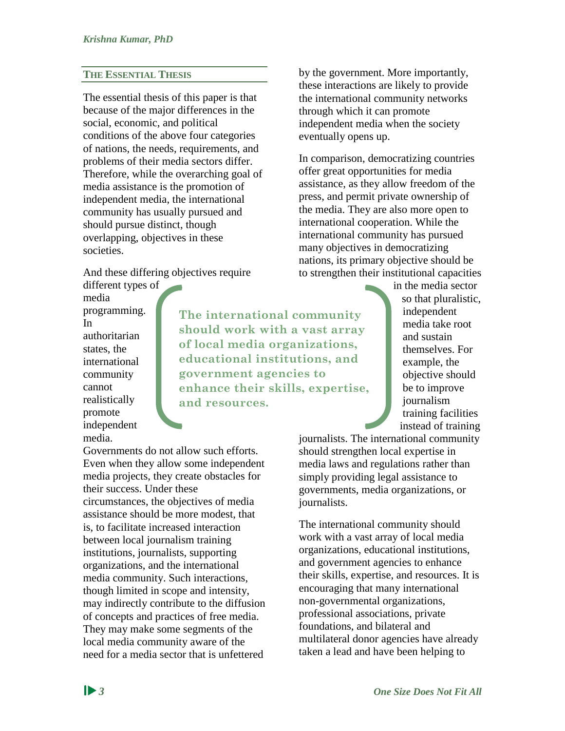## The Essential Thesis

The essential thesis of this paper is that because of the major differences in the social, economic, and political conditions of the above four categories of nations, the needs, requirements, and problems of their media sectors differ. Therefore, while the overarching goal of media assistance is the promotion of independent media, the international community has usually pursued and should pursue distinct, though overlapping, objectives in these societies.

And these differing objectives require different types of media programming. In authoritarian states, the international community cannot realistically promote independent media. Governments do not allow such efforts. Even when they allow some independent media projects, they create obstacles for their success. Under these circumstances, the objectives of media assistance should be more modest, that is, to facilitate increased interaction between local journalism training institutions, journalists, supporting organizations, and the international media community. Such interactions, though limited in scope and intensity, may indirectly contribute to the diffusion of concepts and practices of free media. They may make some segments of the local media community aware of the need for a media sector that is unfettered by the government. More importantly, these interactions are likely to provide the international community networks through which it can promote independent media when the society eventually opens up.

> **The international community should work with a vast array of local media organizations, educational institutions, and government agencies to enhance their skills, expertise, and resources.**

In comparison, democratizing countries offer great opportunities for media assistance, as they allow freedom of the press, and permit private ownership of the media. They are also more open to international cooperation. While the international community has pursued many objectives in democratizing nations, its primary objective should be to strengthen their institutional capacities in the media sector so that pluralistic, independent media take root and sustain themselves. For example, the objective should be to improve journalism training facilities instead of training journalists. The international community should strengthen local expertise in media laws and regulations rather than simply providing legal assistance to governments, media organizations, or journalists.

The international community should work with a vast array of local media organizations, educational institutions, and government agencies to enhance their skills, expertise, and resources. It is encouraging that many international non-governmental organizations, professional associations, private foundations, and bilateral and multilateral donor agencies have already taken a lead and have been helping to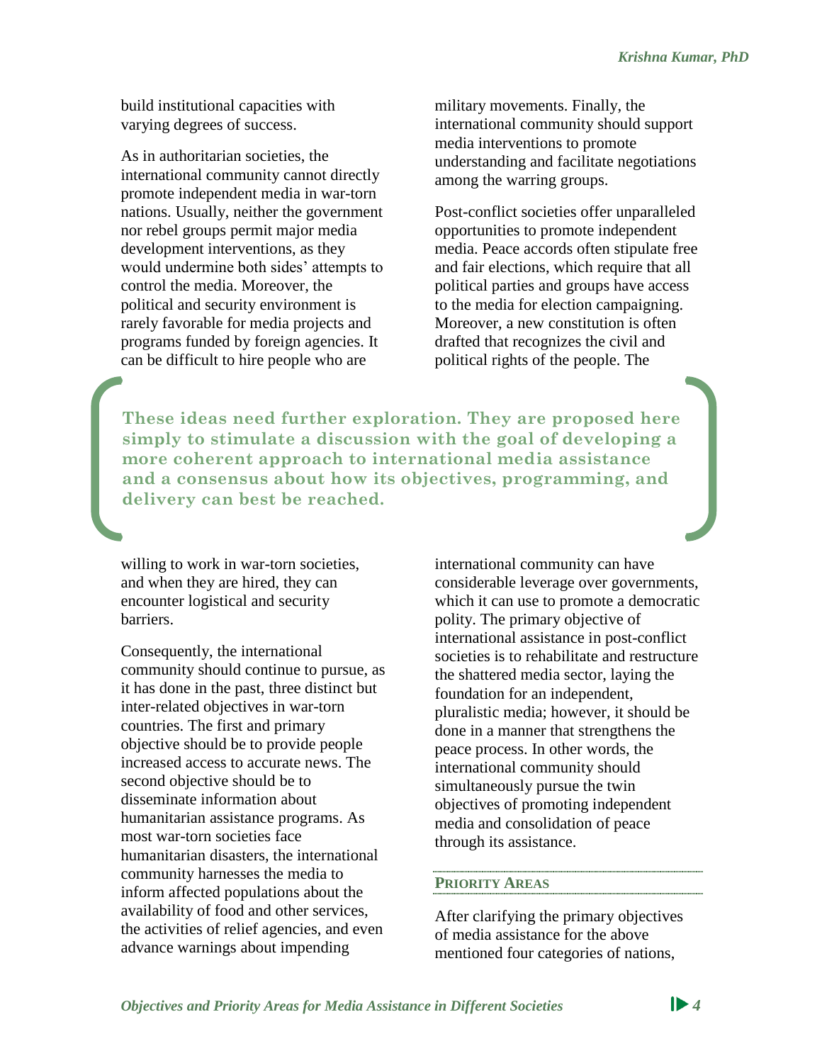build institutional capacities with varying degrees of success.

As in authoritarian societies, the international community cannot directly promote independent media in war-torn nations. Usually, neither the government nor rebel groups permit major media development interventions, as they would undermine both sides' attempts to control the media. Moreover, the political and security environment is rarely favorable for media projects and programs funded by foreign agencies. It can be difficult to hire people who are willing to work in war-torn societies, and when they are hired, they can encounter logistical and security barriers.

Consequently, the international community should continue to pursue, as it has done in the past, three distinct but inter-related objectives in war-torn countries. The first and primary objective should be to provide people increased access to accurate news. The second objective should be to disseminate information about humanitarian assistance programs. As most war-torn societies face humanitarian disasters, the international community harnesses the media to inform affected populations about the availability of food and other services, the activities of relief agencies, and even advance warnings about impending military movements. Finally, the international community should support media interventions to promote understanding and facilitate negotiations among the warring groups.

Post-conflict societies offer unparalleled opportunities to promote independent media. Peace accords often stipulate free and fair elections, which require that all political parties and groups have access to the media for election campaigning. Moreover, a new constitution is often drafted that recognizes the civil and political rights of the people. The international community can have considerable leverage over governments, which it can use to promote a democratic polity. The primary objective of international assistance in post-conflict societies is to rehabilitate and restructure the shattered media sector, laying the foundation for an independent, pluralistic media; however, it should be done in a manner that strengthens the peace process. In other words, the international community should simultaneously pursue the twin objectives of promoting independent media and consolidation of peace through its assistance.

> **These ideas need further exploration. They are proposed here simply to stimulate a discussion with the goal of developing a more coherent approach to international media assistance and a consensus about how its objectives, programming, and delivery can best be reached.**

## Priority Areas

After clarifying the primary objectives of media assistance for the above mentioned four categories of nations,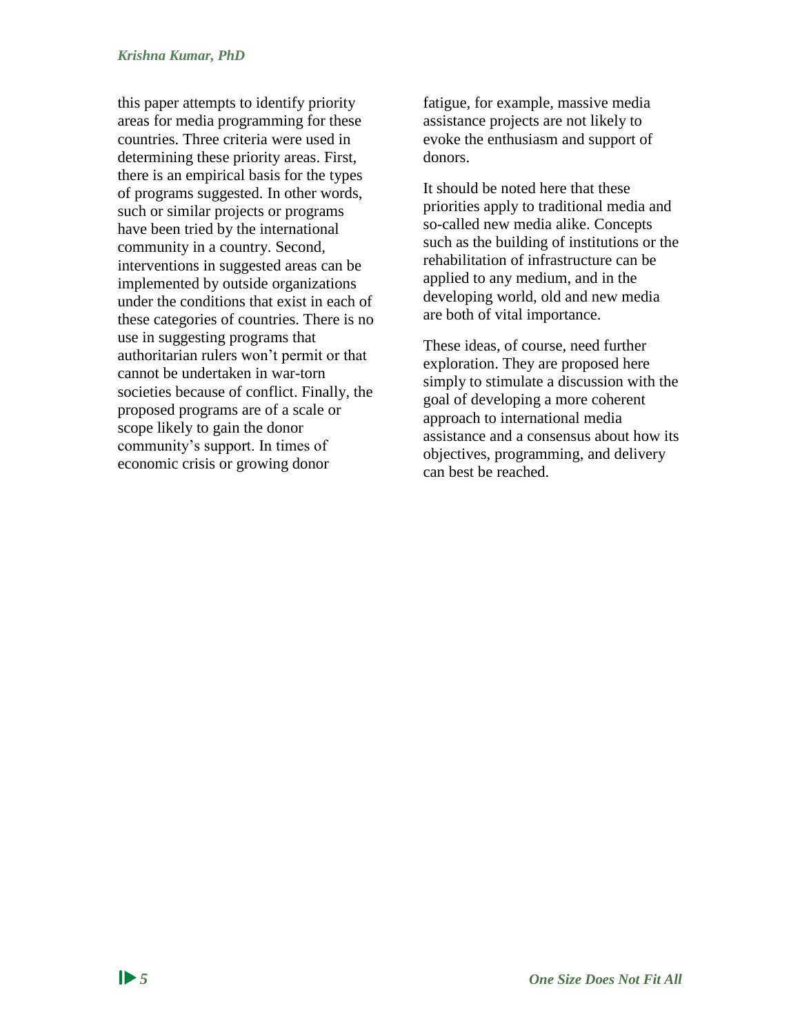this paper attempts to identify priority areas for media programming for these countries. Three criteria were used in determining these priority areas. First, there is an empirical basis for the types of programs suggested. In other words, such or similar projects or programs have been tried by the international community in a country. Second, interventions in suggested areas can be implemented by outside organizations under the conditions that exist in each of these categories of countries. There is no use in suggesting programs that authoritarian rulers won't permit or that cannot be undertaken in war-torn societies because of conflict. Finally, the proposed programs are of a scale or scope likely to gain the donor community's support. In times of economic crisis or growing donor fatigue, for example, massive media assistance projects are not likely to evoke the enthusiasm and support of donors.

It should be noted here that these priorities apply to traditional media and so-called new media alike. Concepts such as the building of institutions or the rehabilitation of infrastructure can be applied to any medium, and in the developing world, old and new media are both of vital importance.

These ideas, of course, need further exploration. They are proposed here simply to stimulate a discussion with the goal of developing a more coherent approach to international media assistance and a consensus about how its objectives, programming, and delivery can best be reached.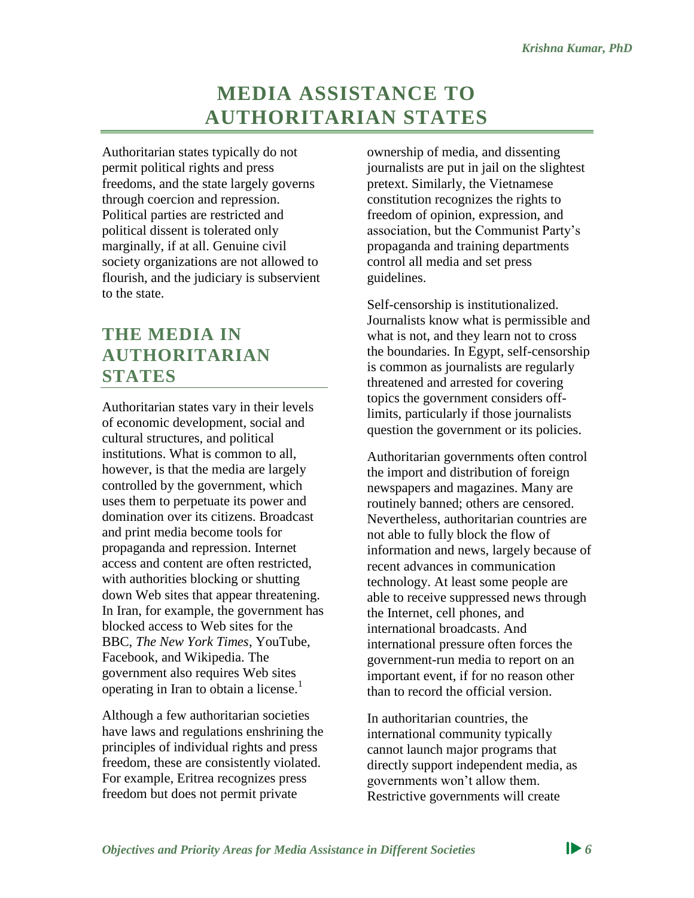# MEDIA ASSISTANCE TO AUTHORITARIAN STATES

Authoritarian states typically do not permit political rights and press freedoms, and the state largely governs through coercion and repression. Political parties are restricted and political dissent is tolerated only marginally, if at all. Genuine civil society organizations are not allowed to flourish, and the judiciary is subservient to the state.

## THE MEDIA IN AUTHORITARIAN STATES

Authoritarian states vary in their levels of economic development, social and cultural structures, and political institutions. What is common to all, however, is that the media are largely controlled by the government, which uses them to perpetuate its power and domination over its citizens. Broadcast and print media become tools for propaganda and repression. Internet access and content are often restricted, with authorities blocking or shutting down Web sites that appear threatening. In Iran, for example, the government has blocked access to Web sites for the BBC, *The New York Times*, YouTube, Facebook, and Wikipedia. The government also requires Web sites operating in Iran to obtain a license.[1]

Although a few authoritarian societies have laws and regulations enshrining the principles of individual rights and press freedom, these are consistently violated. For example, Eritrea recognizes press freedom but does not permit private ownership of media, and dissenting journalists are put in jail on the slightest pretext. Similarly, the Vietnamese constitution recognizes the rights to freedom of opinion, expression, and association, but the Communist Party's propaganda and training departments control all media and set press guidelines.

Self-censorship is institutionalized. Journalists know what is permissible and what is not, and they learn not to cross the boundaries. In Egypt, self-censorship is common as journalists are regularly threatened and arrested for covering topics the government considers off-limits, particularly if those journalists question the government or its policies.

Authoritarian governments often control the import and distribution of foreign newspapers and magazines. Many are routinely banned; others are censored. Nevertheless, authoritarian countries are not able to fully block the flow of information and news, largely because of recent advances in communication technology. At least some people are able to receive suppressed news through the Internet, cell phones, and international broadcasts. And international pressure often forces the government-run media to report on an important event, if for no reason other than to record the official version.

In authoritarian countries, the international community typically cannot launch major programs that directly support independent media, as governments won't allow them. Restrictive governments will create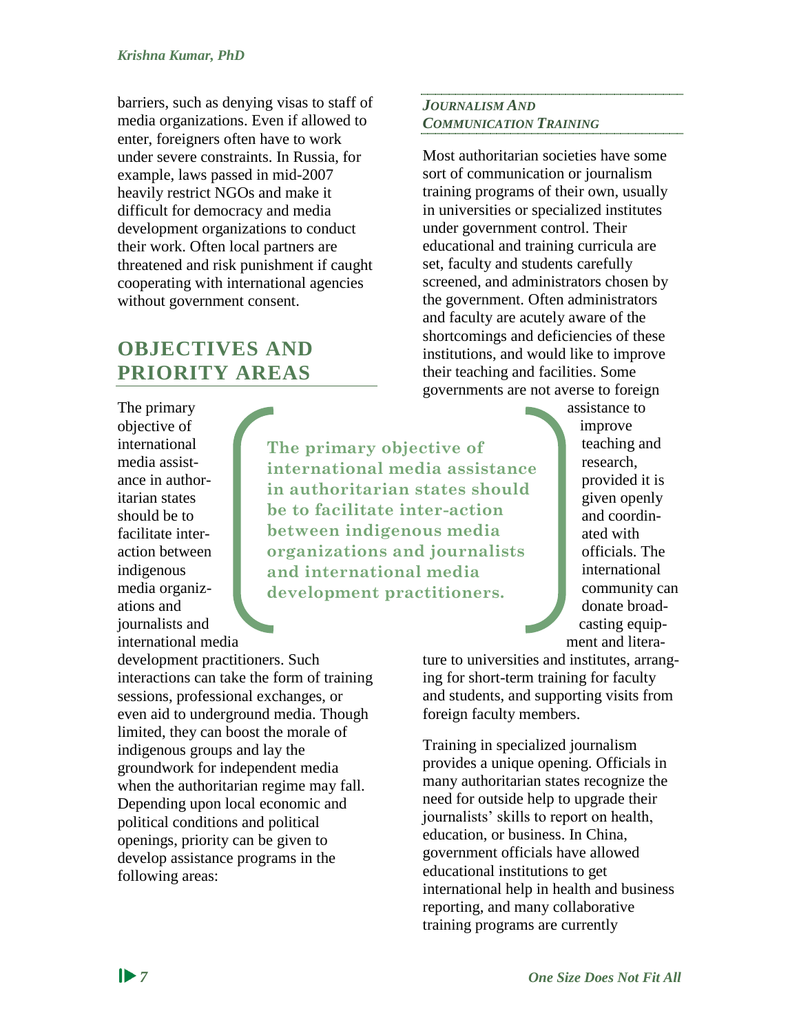barriers, such as denying visas to staff of media organizations. Even if allowed to enter, foreigners often have to work under severe constraints. In Russia, for example, laws passed in mid-2007 heavily restrict NGOs and make it difficult for democracy and media development organizations to conduct their work. Often local partners are threatened and risk punishment if caught cooperating with international agencies without government consent.

## OBJECTIVES AND PRIORITY AREAS

The primary objective of international media assistance in authoritarian states should be to facilitate interaction between indigenous media organizations and journalists and international media development practitioners. Such interactions can take the form of training sessions, professional exchanges, or even aid to underground media. Though limited, they can boost the morale of indigenous groups and lay the groundwork for independent media when the authoritarian regime may fall. Depending upon local economic and political conditions and political openings, priority can be given to develop assistance programs in the following areas:

> **The primary objective of international media assistance in authoritarian states should be to facilitate inter-action between indigenous media organizations and journalists and international media development practitioners.**

### *Journalism and Communication Training*

Most authoritarian societies have some sort of communication or journalism training programs of their own, usually in universities or specialized institutes under government control. Their educational and training curricula are set, faculty and students carefully screened, and administrators chosen by the government. Often administrators and faculty are acutely aware of the shortcomings and deficiencies of these institutions, and would like to improve their teaching and facilities. Some governments are not averse to foreign assistance to improve teaching and research, provided it is given openly and coordinated with officials. The international community can donate broadcasting equipment and literature to universities and institutes, arranging for short-term training for faculty and students, and supporting visits from foreign faculty members.

Training in specialized journalism provides a unique opening. Officials in many authoritarian states recognize the need for outside help to upgrade their journalists' skills to report on health, education, or business. In China, government officials have allowed educational institutions to get international help in health and business reporting, and many collaborative training programs are currently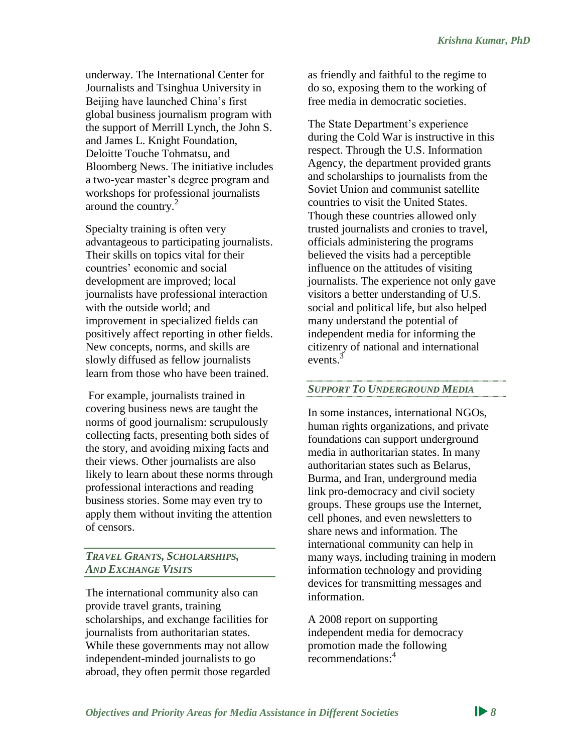underway. The International Center for Journalists and Tsinghua University in Beijing have launched China's first global business journalism program with the support of Merrill Lynch, the John S. and James L. Knight Foundation, Deloitte Touche Tohmatsu, and Bloomberg News. The initiative includes a two-year master's degree program and workshops for professional journalists around the country.[2]

Specialty training is often very advantageous to participating journalists. Their skills on topics vital for their countries' economic and social development are improved; local journalists have professional interaction with the outside world; and improvement in specialized fields can positively affect reporting in other fields. New concepts, norms, and skills are slowly diffused as fellow journalists learn from those who have been trained.

For example, journalists trained in covering business news are taught the norms of good journalism: scrupulously collecting facts, presenting both sides of the story, and avoiding mixing facts and their views. Other journalists are also likely to learn about these norms through professional interactions and reading business stories. Some may even try to apply them without inviting the attention of censors.

### *Travel Grants, Scholarships, and Exchange Visits*

The international community also can provide travel grants, training scholarships, and exchange facilities for journalists from authoritarian states. While these governments may not allow independent-minded journalists to go abroad, they often permit those regarded as friendly and faithful to the regime to do so, exposing them to the working of free media in democratic societies.

The State Department's experience during the Cold War is instructive in this respect. Through the U.S. Information Agency, the department provided grants and scholarships to journalists from the Soviet Union and communist satellite countries to visit the United States. Though these countries allowed only trusted journalists and cronies to travel, officials administering the programs believed the visits had a perceptible influence on the attitudes of visiting journalists. The experience not only gave visitors a better understanding of U.S. social and political life, but also helped many understand the potential of independent media for informing the citizenry of national and international events.[3]

### *Support To Underground Media*

In some instances, international NGOs, human rights organizations, and private foundations can support underground media in authoritarian states. In many authoritarian states such as Belarus, Burma, and Iran, underground media link pro-democracy and civil society groups. These groups use the Internet, cell phones, and even newsletters to share news and information. The international community can help in many ways, including training in modern information technology and providing devices for transmitting messages and information.

A 2008 report on supporting independent media for democracy promotion made the following recommendations:[4]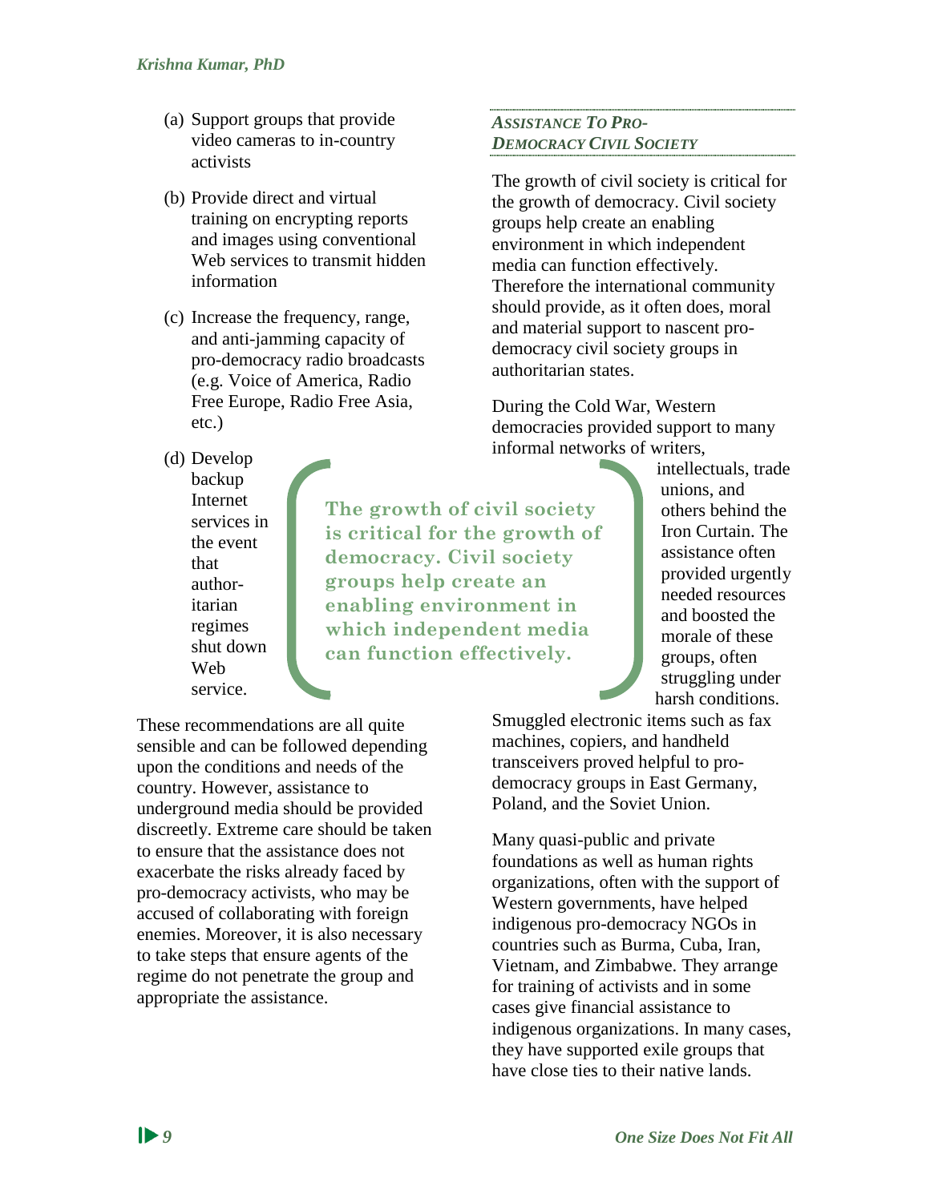(a) Support groups that provide video cameras to in-country activists

(b) Provide direct and virtual training on encrypting reports and images using conventional Web services to transmit hidden information

(c) Increase the frequency, range, and anti-jamming capacity of pro-democracy radio broadcasts (e.g. Voice of America, Radio Free Europe, Radio Free Asia, etc.)

(d) Develop backup Internet services in the event that authoritarian regimes shut down Web service.

These recommendations are all quite sensible and can be followed depending upon the conditions and needs of the country. However, assistance to underground media should be provided discreetly. Extreme care should be taken to ensure that the assistance does not exacerbate the risks already faced by pro-democracy activists, who may be accused of collaborating with foreign enemies. Moreover, it is also necessary to take steps that ensure agents of the regime do not penetrate the group and appropriate the assistance.

### *Assistance To Pro-Democracy Civil Society*

The growth of civil society is critical for the growth of democracy. Civil society groups help create an enabling environment in which independent media can function effectively. Therefore the international community should provide, as it often does, moral and material support to nascent pro-democracy civil society groups in authoritarian states.

> **The growth of civil society is critical for the growth of democracy. Civil society groups help create an enabling environment in which independent media can function effectively.**

During the Cold War, Western democracies provided support to many informal networks of writers, intellectuals, trade unions, and others behind the Iron Curtain. The assistance often provided urgently needed resources and boosted the morale of these groups, often struggling under harsh conditions. Smuggled electronic items such as fax machines, copiers, and handheld transceivers proved helpful to pro-democracy groups in East Germany, Poland, and the Soviet Union.

Many quasi-public and private foundations as well as human rights organizations, often with the support of Western governments, have helped indigenous pro-democracy NGOs in countries such as Burma, Cuba, Iran, Vietnam, and Zimbabwe. They arrange for training of activists and in some cases give financial assistance to indigenous organizations. In many cases, they have supported exile groups that have close ties to their native lands.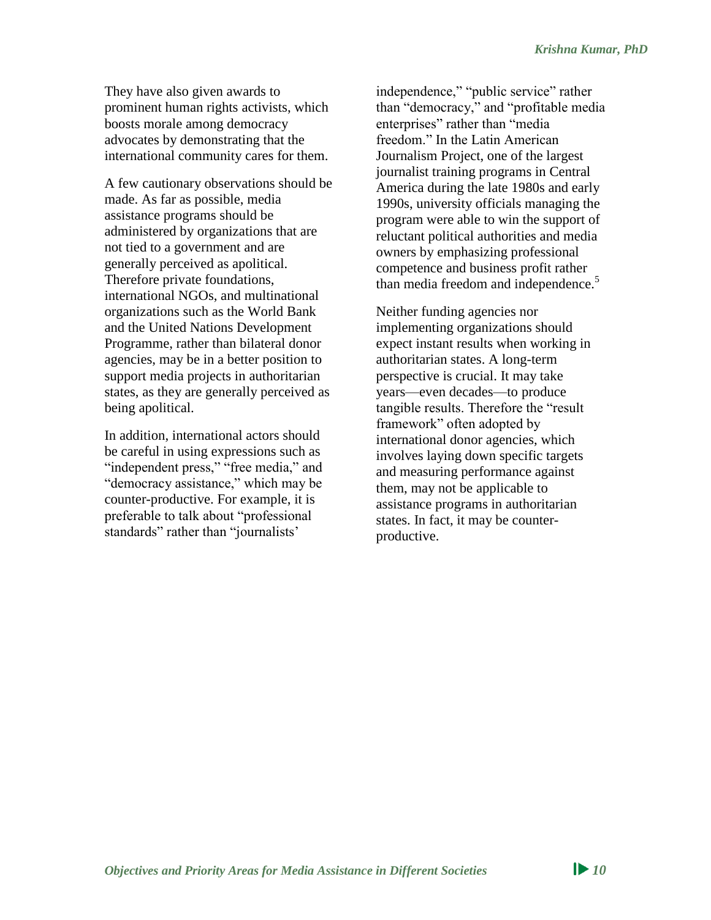They have also given awards to prominent human rights activists, which boosts morale among democracy advocates by demonstrating that the international community cares for them.

A few cautionary observations should be made. As far as possible, media assistance programs should be administered by organizations that are not tied to a government and are generally perceived as apolitical. Therefore private foundations, international NGOs, and multinational organizations such as the World Bank and the United Nations Development Programme, rather than bilateral donor agencies, may be in a better position to support media projects in authoritarian states, as they are generally perceived as being apolitical.

In addition, international actors should be careful in using expressions such as "independent press," "free media," and "democracy assistance," which may be counter-productive. For example, it is preferable to talk about "professional standards" rather than "journalists' independence," "public service" rather than "democracy," and "profitable media enterprises" rather than "media freedom." In the Latin American Journalism Project, one of the largest journalist training programs in Central America during the late 1980s and early 1990s, university officials managing the program were able to win the support of reluctant political authorities and media owners by emphasizing professional competence and business profit rather than media freedom and independence.[5]

Neither funding agencies nor implementing organizations should expect instant results when working in authoritarian states. A long-term perspective is crucial. It may take years—even decades—to produce tangible results. Therefore the "result framework" often adopted by international donor agencies, which involves laying down specific targets and measuring performance against them, may not be applicable to assistance programs in authoritarian states. In fact, it may be counter-productive.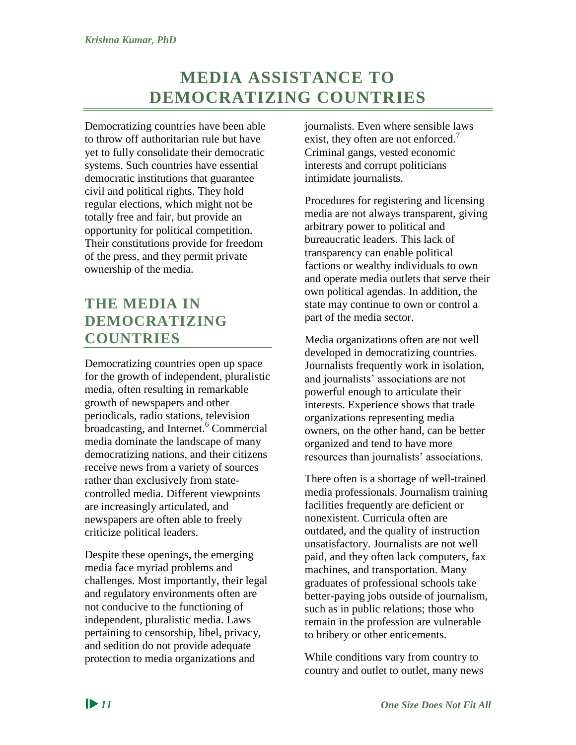# MEDIA ASSISTANCE TO DEMOCRATIZING COUNTRIES

Democratizing countries have been able to throw off authoritarian rule but have yet to fully consolidate their democratic systems. Such countries have essential democratic institutions that guarantee civil and political rights. They hold regular elections, which might not be totally free and fair, but provide an opportunity for political competition. Their constitutions provide for freedom of the press, and they permit private ownership of the media.

## THE MEDIA IN DEMOCRATIZING COUNTRIES

Democratizing countries open up space for the growth of independent, pluralistic media, often resulting in remarkable growth of newspapers and other periodicals, radio stations, television broadcasting, and Internet.[6] Commercial media dominate the landscape of many democratizing nations, and their citizens receive news from a variety of sources rather than exclusively from state-controlled media. Different viewpoints are increasingly articulated, and newspapers are often able to freely criticize political leaders.

Despite these openings, the emerging media face myriad problems and challenges. Most importantly, their legal and regulatory environments often are not conducive to the functioning of independent, pluralistic media. Laws pertaining to censorship, libel, privacy, and sedition do not provide adequate protection to media organizations and journalists. Even where sensible laws exist, they often are not enforced.[7] Criminal gangs, vested economic interests and corrupt politicians intimidate journalists.

Procedures for registering and licensing media are not always transparent, giving arbitrary power to political and bureaucratic leaders. This lack of transparency can enable political factions or wealthy individuals to own and operate media outlets that serve their own political agendas. In addition, the state may continue to own or control a part of the media sector.

Media organizations often are not well developed in democratizing countries. Journalists frequently work in isolation, and journalists' associations are not powerful enough to articulate their interests. Experience shows that trade organizations representing media owners, on the other hand, can be better organized and tend to have more resources than journalists' associations.

There often is a shortage of well-trained media professionals. Journalism training facilities frequently are deficient or nonexistent. Curricula often are outdated, and the quality of instruction unsatisfactory. Journalists are not well paid, and they often lack computers, fax machines, and transportation. Many graduates of professional schools take better-paying jobs outside of journalism, such as in public relations; those who remain in the profession are vulnerable to bribery or other enticements.

While conditions vary from country to country and outlet to outlet, many news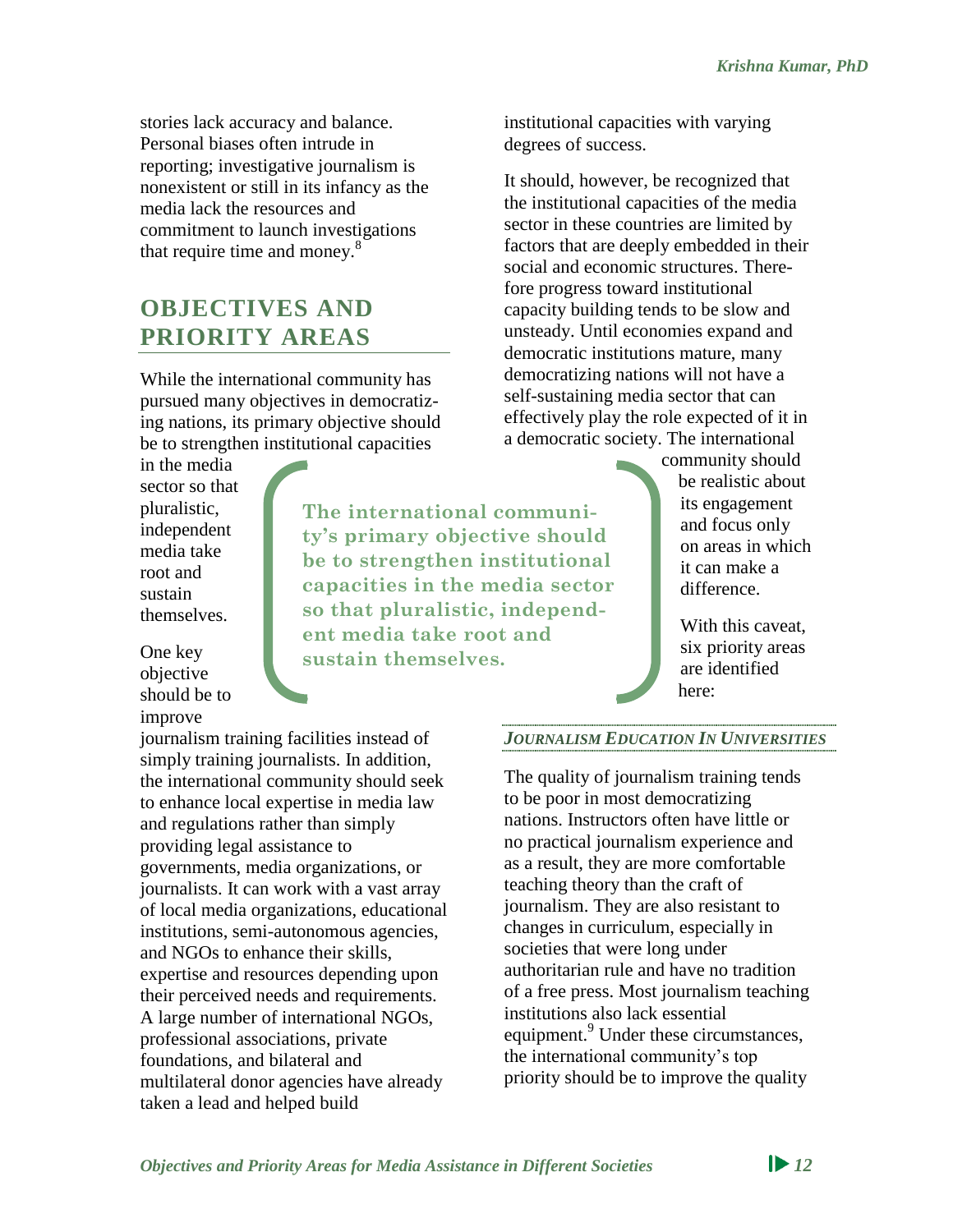stories lack accuracy and balance. Personal biases often intrude in reporting; investigative journalism is nonexistent or still in its infancy as the media lack the resources and commitment to launch investigations that require time and money.[8]

## OBJECTIVES AND PRIORITY AREAS

While the international community has pursued many objectives in democratizing nations, its primary objective should be to strengthen institutional capacities in the media sector so that pluralistic, independent media take root and sustain themselves.

> **The international community's primary objective should be to strengthen institutional capacities in the media sector so that pluralistic, independent media take root and sustain themselves.**

One key objective should be to improve journalism training facilities instead of simply training journalists. In addition, the international community should seek to enhance local expertise in media law and regulations rather than simply providing legal assistance to governments, media organizations, or journalists. It can work with a vast array of local media organizations, educational institutions, semi-autonomous agencies, and NGOs to enhance their skills, expertise and resources depending upon their perceived needs and requirements. A large number of international NGOs, professional associations, private foundations, and bilateral and multilateral donor agencies have already taken a lead and helped build institutional capacities with varying degrees of success.

It should, however, be recognized that the institutional capacities of the media sector in these countries are limited by factors that are deeply embedded in their social and economic structures. Therefore progress toward institutional capacity building tends to be slow and unsteady. Until economies expand and democratic institutions mature, many democratizing nations will not have a self-sustaining media sector that can effectively play the role expected of it in a democratic society. The international community should be realistic about its engagement and focus only on areas in which it can make a difference.

With this caveat, six priority areas are identified here:

### *JOURNALISM EDUCATION IN UNIVERSITIES*

The quality of journalism training tends to be poor in most democratizing nations. Instructors often have little or no practical journalism experience and as a result, they are more comfortable teaching theory than the craft of journalism. They are also resistant to changes in curriculum, especially in societies that were long under authoritarian rule and have no tradition of a free press. Most journalism teaching institutions also lack essential equipment.[9] Under these circumstances, the international community's top priority should be to improve the quality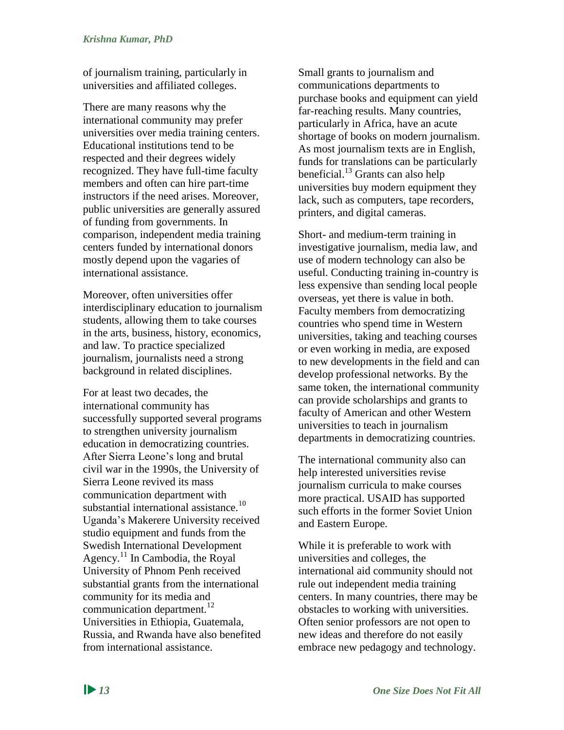of journalism training, particularly in universities and affiliated colleges.

There are many reasons why the international community may prefer universities over media training centers. Educational institutions tend to be respected and their degrees widely recognized. They have full-time faculty members and often can hire part-time instructors if the need arises. Moreover, public universities are generally assured of funding from governments. In comparison, independent media training centers funded by international donors mostly depend upon the vagaries of international assistance.

Moreover, often universities offer interdisciplinary education to journalism students, allowing them to take courses in the arts, business, history, economics, and law. To practice specialized journalism, journalists need a strong background in related disciplines.

For at least two decades, the international community has successfully supported several programs to strengthen university journalism education in democratizing countries. After Sierra Leone's long and brutal civil war in the 1990s, the University of Sierra Leone revived its mass communication department with substantial international assistance.[10] Uganda's Makerere University received studio equipment and funds from the Swedish International Development Agency.[11] In Cambodia, the Royal University of Phnom Penh received substantial grants from the international community for its media and communication department.[12] Universities in Ethiopia, Guatemala, Russia, and Rwanda have also benefited from international assistance.

Small grants to journalism and communications departments to purchase books and equipment can yield far-reaching results. Many countries, particularly in Africa, have an acute shortage of books on modern journalism. As most journalism texts are in English, funds for translations can be particularly beneficial.[13] Grants can also help universities buy modern equipment they lack, such as computers, tape recorders, printers, and digital cameras.

Short- and medium-term training in investigative journalism, media law, and use of modern technology can also be useful. Conducting training in-country is less expensive than sending local people overseas, yet there is value in both. Faculty members from democratizing countries who spend time in Western universities, taking and teaching courses or even working in media, are exposed to new developments in the field and can develop professional networks. By the same token, the international community can provide scholarships and grants to faculty of American and other Western universities to teach in journalism departments in democratizing countries.

The international community also can help interested universities revise journalism curricula to make courses more practical. USAID has supported such efforts in the former Soviet Union and Eastern Europe.

While it is preferable to work with universities and colleges, the international aid community should not rule out independent media training centers. In many countries, there may be obstacles to working with universities. Often senior professors are not open to new ideas and therefore do not easily embrace new pedagogy and technology.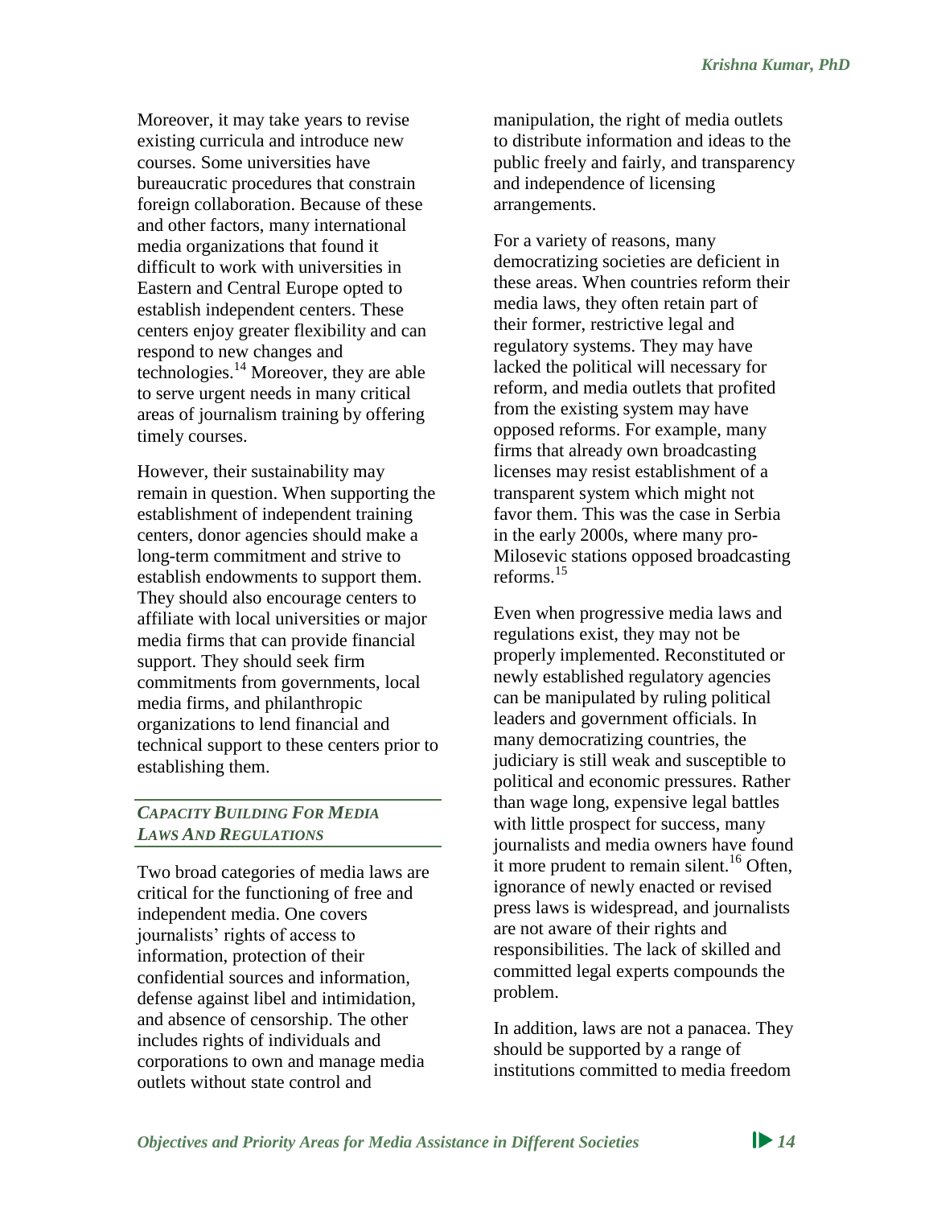Moreover, it may take years to revise existing curricula and introduce new courses. Some universities have bureaucratic procedures that constrain foreign collaboration. Because of these and other factors, many international media organizations that found it difficult to work with universities in Eastern and Central Europe opted to establish independent centers. These centers enjoy greater flexibility and can respond to new changes and technologies.[14] Moreover, they are able to serve urgent needs in many critical areas of journalism training by offering timely courses.

However, their sustainability may remain in question. When supporting the establishment of independent training centers, donor agencies should make a long-term commitment and strive to establish endowments to support them. They should also encourage centers to affiliate with local universities or major media firms that can provide financial support. They should seek firm commitments from governments, local media firms, and philanthropic organizations to lend financial and technical support to these centers prior to establishing them.

## *Capacity Building For Media Laws And Regulations*

Two broad categories of media laws are critical for the functioning of free and independent media. One covers journalists' rights of access to information, protection of their confidential sources and information, defense against libel and intimidation, and absence of censorship. The other includes rights of individuals and corporations to own and manage media outlets without state control and manipulation, the right of media outlets to distribute information and ideas to the public freely and fairly, and transparency and independence of licensing arrangements.

For a variety of reasons, many democratizing societies are deficient in these areas. When countries reform their media laws, they often retain part of their former, restrictive legal and regulatory systems. They may have lacked the political will necessary for reform, and media outlets that profited from the existing system may have opposed reforms. For example, many firms that already own broadcasting licenses may resist establishment of a transparent system which might not favor them. This was the case in Serbia in the early 2000s, where many pro-Milosevic stations opposed broadcasting reforms.[15]

Even when progressive media laws and regulations exist, they may not be properly implemented. Reconstituted or newly established regulatory agencies can be manipulated by ruling political leaders and government officials. In many democratizing countries, the judiciary is still weak and susceptible to political and economic pressures. Rather than wage long, expensive legal battles with little prospect for success, many journalists and media owners have found it more prudent to remain silent.[16] Often, ignorance of newly enacted or revised press laws is widespread, and journalists are not aware of their rights and responsibilities. The lack of skilled and committed legal experts compounds the problem.

In addition, laws are not a panacea. They should be supported by a range of institutions committed to media freedom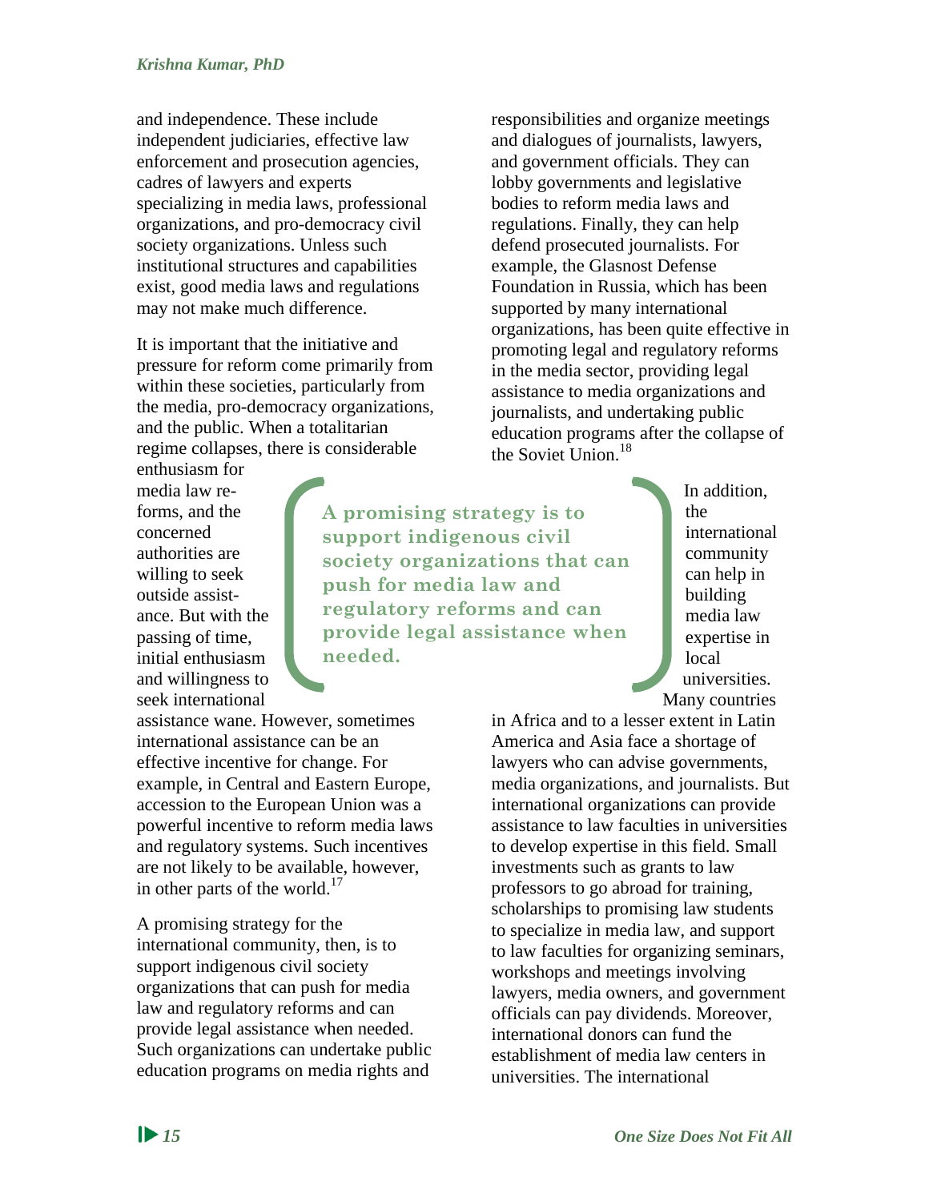and independence. These include independent judiciaries, effective law enforcement and prosecution agencies, cadres of lawyers and experts specializing in media laws, professional organizations, and pro-democracy civil society organizations. Unless such institutional structures and capabilities exist, good media laws and regulations may not make much difference.

It is important that the initiative and pressure for reform come primarily from within these societies, particularly from the media, pro-democracy organizations, and the public. When a totalitarian regime collapses, there is considerable enthusiasm for media law reforms, and the concerned authorities are willing to seek outside assistance. But with the passing of time, initial enthusiasm and willingness to seek international assistance wane. However, sometimes international assistance can be an effective incentive for change. For example, in Central and Eastern Europe, accession to the European Union was a powerful incentive to reform media laws and regulatory systems. Such incentives are not likely to be available, however, in other parts of the world.[17]

A promising strategy for the international community, then, is to support indigenous civil society organizations that can push for media law and regulatory reforms and can provide legal assistance when needed. Such organizations can undertake public education programs on media rights and responsibilities and organize meetings and dialogues of journalists, lawyers, and government officials. They can lobby governments and legislative bodies to reform media laws and regulations. Finally, they can help defend prosecuted journalists. For example, the Glasnost Defense Foundation in Russia, which has been supported by many international organizations, has been quite effective in promoting legal and regulatory reforms in the media sector, providing legal assistance to media organizations and journalists, and undertaking public education programs after the collapse of the Soviet Union.[18]

> **A promising strategy is to support indigenous civil society organizations that can push for media law and regulatory reforms and can provide legal assistance when needed.**

In addition, the international community can help in building media law expertise in local universities. Many countries in Africa and to a lesser extent in Latin America and Asia face a shortage of lawyers who can advise governments, media organizations, and journalists. But international organizations can provide assistance to law faculties in universities to develop expertise in this field. Small investments such as grants to law professors to go abroad for training, scholarships to promising law students to specialize in media law, and support to law faculties for organizing seminars, workshops and meetings involving lawyers, media owners, and government officials can pay dividends. Moreover, international donors can fund the establishment of media law centers in universities. The international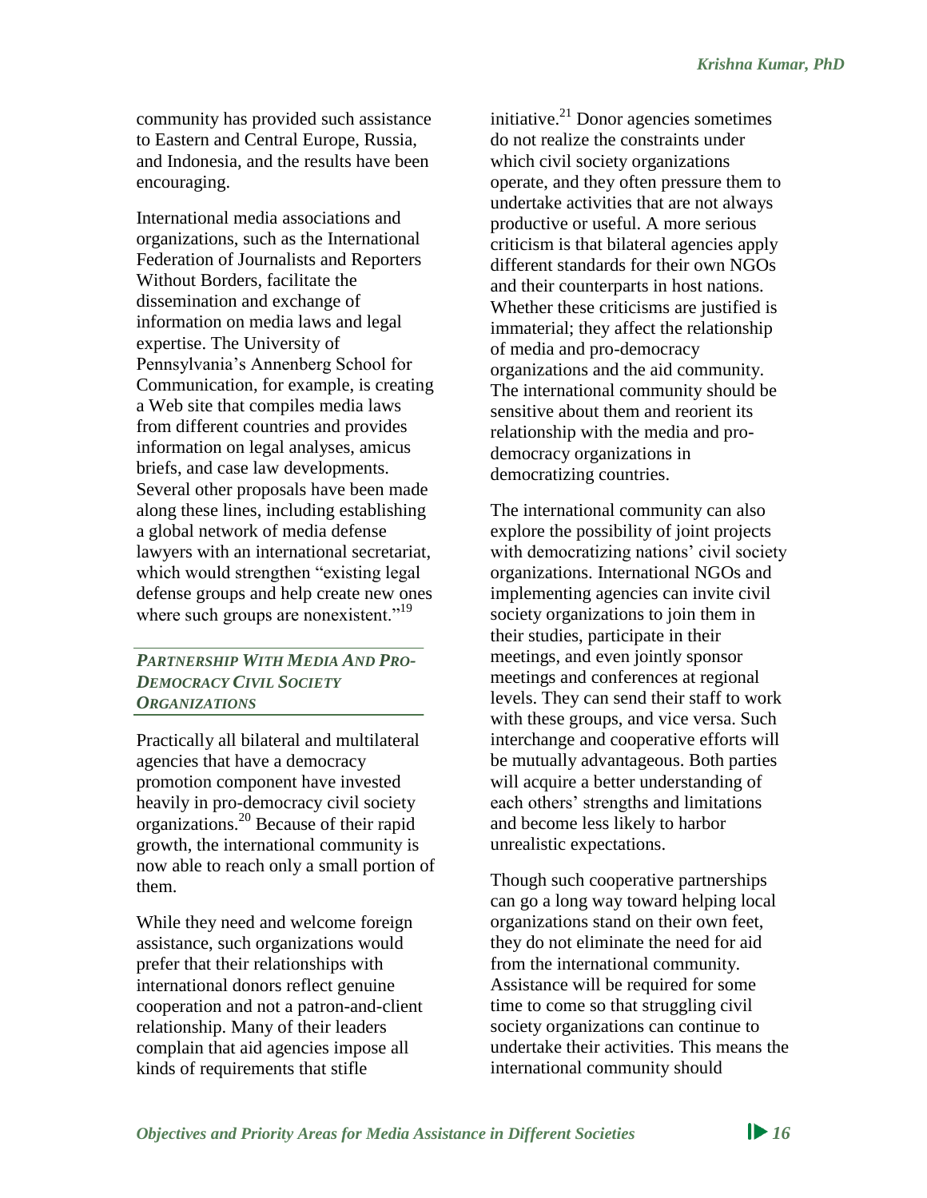community has provided such assistance to Eastern and Central Europe, Russia, and Indonesia, and the results have been encouraging.

International media associations and organizations, such as the International Federation of Journalists and Reporters Without Borders, facilitate the dissemination and exchange of information on media laws and legal expertise. The University of Pennsylvania's Annenberg School for Communication, for example, is creating a Web site that compiles media laws from different countries and provides information on legal analyses, amicus briefs, and case law developments. Several other proposals have been made along these lines, including establishing a global network of media defense lawyers with an international secretariat, which would strengthen "existing legal defense groups and help create new ones where such groups are nonexistent."[19]

### *Partnership With Media And Pro-Democracy Civil Society Organizations*

Practically all bilateral and multilateral agencies that have a democracy promotion component have invested heavily in pro-democracy civil society organizations.[20] Because of their rapid growth, the international community is now able to reach only a small portion of them.

While they need and welcome foreign assistance, such organizations would prefer that their relationships with international donors reflect genuine cooperation and not a patron-and-client relationship. Many of their leaders complain that aid agencies impose all kinds of requirements that stifle initiative.[21] Donor agencies sometimes do not realize the constraints under which civil society organizations operate, and they often pressure them to undertake activities that are not always productive or useful. A more serious criticism is that bilateral agencies apply different standards for their own NGOs and their counterparts in host nations. Whether these criticisms are justified is immaterial; they affect the relationship of media and pro-democracy organizations and the aid community. The international community should be sensitive about them and reorient its relationship with the media and pro-democracy organizations in democratizing countries.

The international community can also explore the possibility of joint projects with democratizing nations' civil society organizations. International NGOs and implementing agencies can invite civil society organizations to join them in their studies, participate in their meetings, and even jointly sponsor meetings and conferences at regional levels. They can send their staff to work with these groups, and vice versa. Such interchange and cooperative efforts will be mutually advantageous. Both parties will acquire a better understanding of each others' strengths and limitations and become less likely to harbor unrealistic expectations.

Though such cooperative partnerships can go a long way toward helping local organizations stand on their own feet, they do not eliminate the need for aid from the international community. Assistance will be required for some time to come so that struggling civil society organizations can continue to undertake their activities. This means the international community should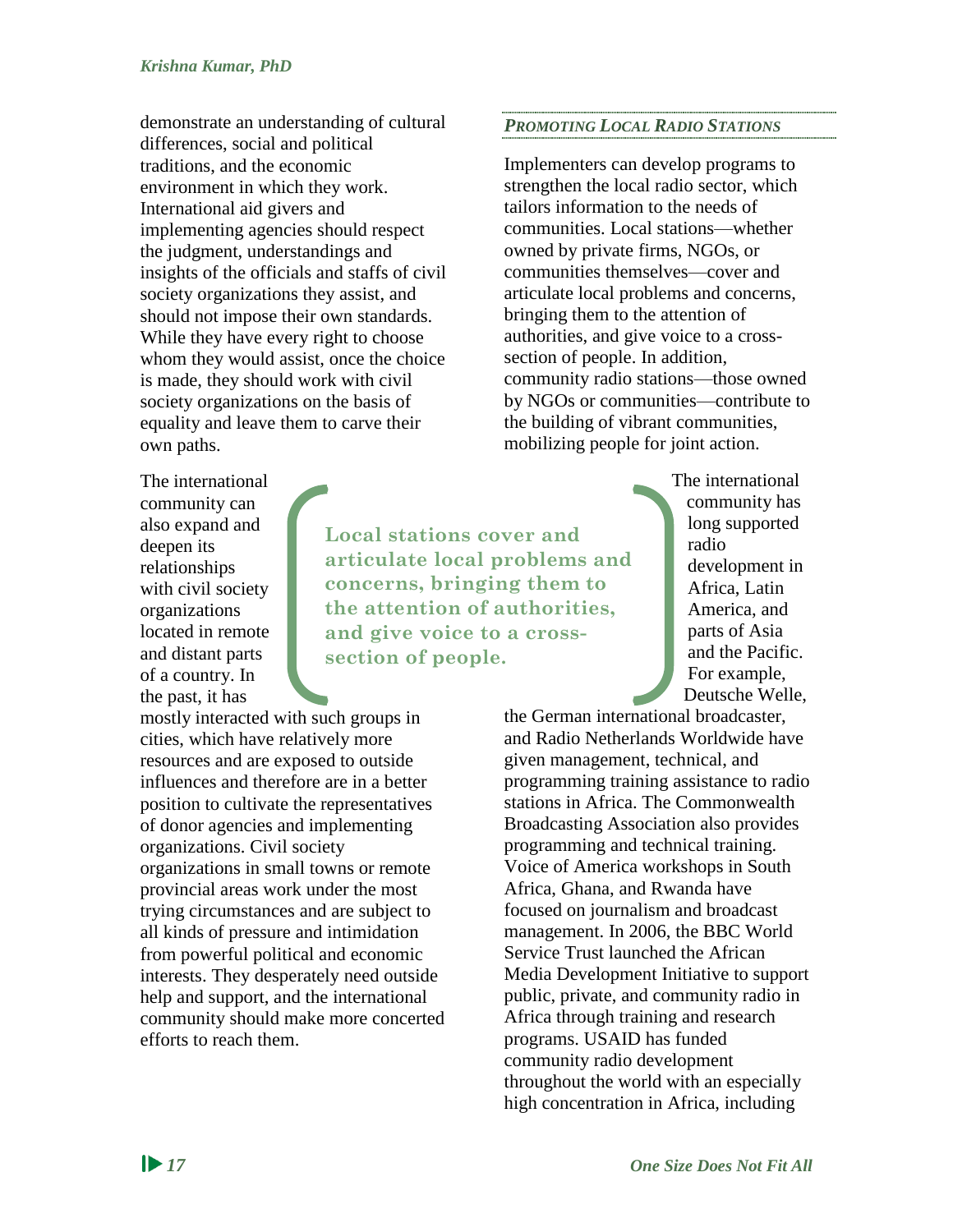demonstrate an understanding of cultural differences, social and political traditions, and the economic environment in which they work. International aid givers and implementing agencies should respect the judgment, understandings and insights of the officials and staffs of civil society organizations they assist, and should not impose their own standards. While they have every right to choose whom they would assist, once the choice is made, they should work with civil society organizations on the basis of equality and leave them to carve their own paths.

The international community can also expand and deepen its relationships with civil society organizations located in remote and distant parts of a country. In the past, it has mostly interacted with such groups in cities, which have relatively more resources and are exposed to outside influences and therefore are in a better position to cultivate the representatives of donor agencies and implementing organizations. Civil society organizations in small towns or remote provincial areas work under the most trying circumstances and are subject to all kinds of pressure and intimidation from powerful political and economic interests. They desperately need outside help and support, and the international community should make more concerted efforts to reach them.

### *Promoting Local Radio Stations*

Implementers can develop programs to strengthen the local radio sector, which tailors information to the needs of communities. Local stations—whether owned by private firms, NGOs, or communities themselves—cover and articulate local problems and concerns, bringing them to the attention of authorities, and give voice to a cross-section of people. In addition, community radio stations—those owned by NGOs or communities—contribute to the building of vibrant communities, mobilizing people for joint action.

> **Local stations cover and articulate local problems and concerns, bringing them to the attention of authorities, and give voice to a cross-section of people.**

The international community has long supported radio development in Africa, Latin America, and parts of Asia and the Pacific. For example, Deutsche Welle, the German international broadcaster, and Radio Netherlands Worldwide have given management, technical, and programming training assistance to radio stations in Africa. The Commonwealth Broadcasting Association also provides programming and technical training. Voice of America workshops in South Africa, Ghana, and Rwanda have focused on journalism and broadcast management. In 2006, the BBC World Service Trust launched the African Media Development Initiative to support public, private, and community radio in Africa through training and research programs. USAID has funded community radio development throughout the world with an especially high concentration in Africa, including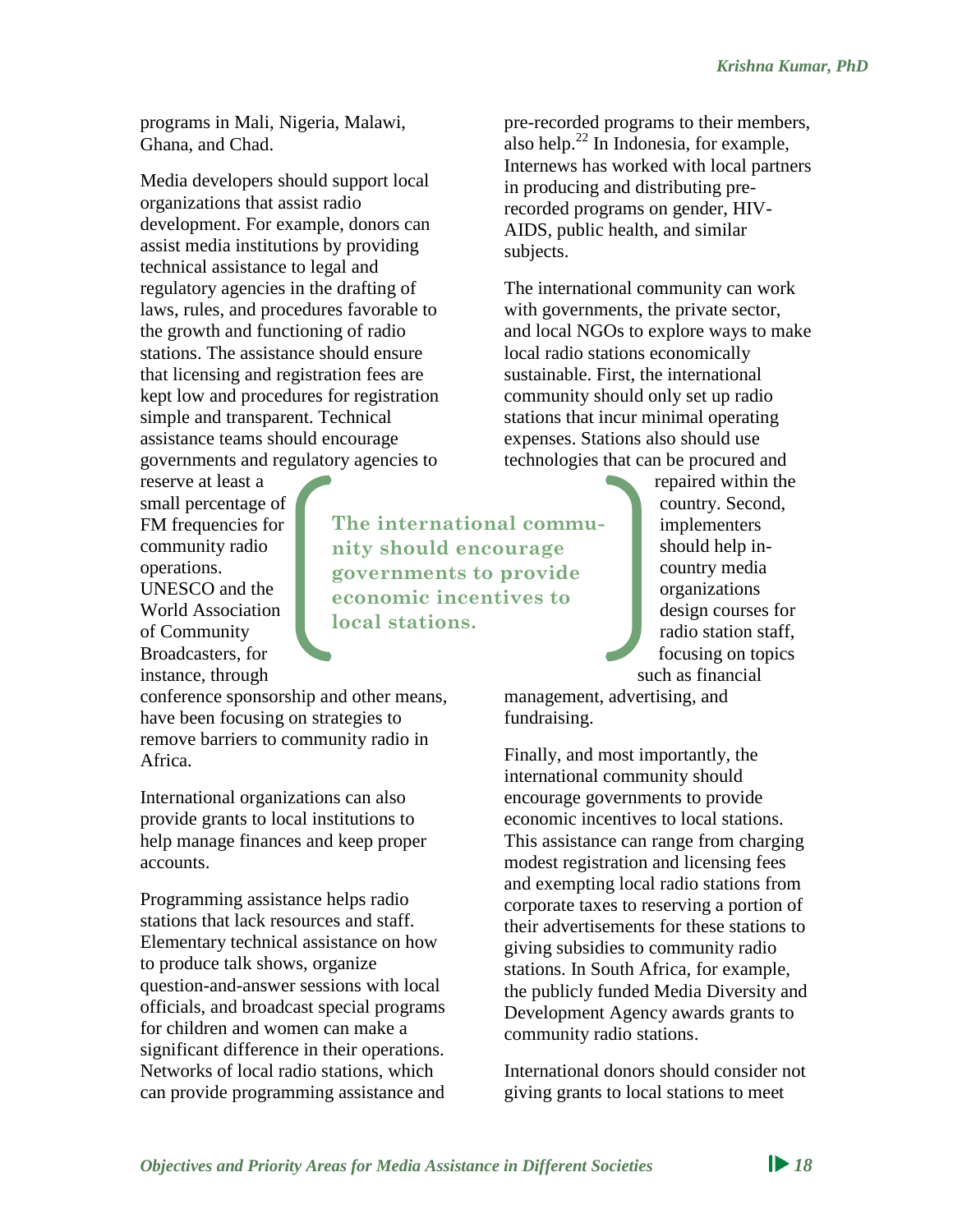programs in Mali, Nigeria, Malawi, Ghana, and Chad.

Media developers should support local organizations that assist radio development. For example, donors can assist media institutions by providing technical assistance to legal and regulatory agencies in the drafting of laws, rules, and procedures favorable to the growth and functioning of radio stations. The assistance should ensure that licensing and registration fees are kept low and procedures for registration simple and transparent. Technical assistance teams should encourage governments and regulatory agencies to reserve at least a small percentage of FM frequencies for community radio operations. UNESCO and the World Association of Community Broadcasters, for instance, through conference sponsorship and other means, have been focusing on strategies to remove barriers to community radio in Africa.

International organizations can also provide grants to local institutions to help manage finances and keep proper accounts.

Programming assistance helps radio stations that lack resources and staff. Elementary technical assistance on how to produce talk shows, organize question-and-answer sessions with local officials, and broadcast special programs for children and women can make a significant difference in their operations. Networks of local radio stations, which can provide programming assistance and pre-recorded programs to their members, also help.[22] In Indonesia, for example, Internews has worked with local partners in producing and distributing pre-recorded programs on gender, HIV-AIDS, public health, and similar subjects.

The international community can work with governments, the private sector, and local NGOs to explore ways to make local radio stations economically sustainable. First, the international community should only set up radio stations that incur minimal operating expenses. Stations also should use technologies that can be procured and repaired within the country. Second, implementers should help in-country media organizations design courses for radio station staff, focusing on topics such as financial management, advertising, and fundraising.

> **The international community should encourage governments to provide economic incentives to local stations.**

Finally, and most importantly, the international community should encourage governments to provide economic incentives to local stations. This assistance can range from charging modest registration and licensing fees and exempting local radio stations from corporate taxes to reserving a portion of their advertisements for these stations to giving subsidies to community radio stations. In South Africa, for example, the publicly funded Media Diversity and Development Agency awards grants to community radio stations.

International donors should consider not giving grants to local stations to meet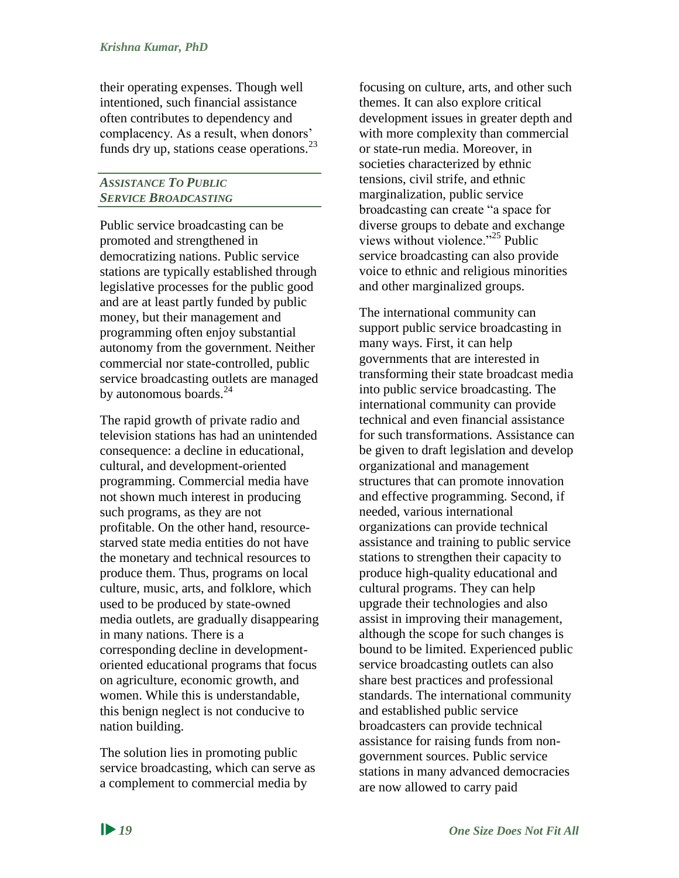their operating expenses. Though well intentioned, such financial assistance often contributes to dependency and complacency. As a result, when donors' funds dry up, stations cease operations.[23]

### *Assistance To Public Service Broadcasting*

Public service broadcasting can be promoted and strengthened in democratizing nations. Public service stations are typically established through legislative processes for the public good and are at least partly funded by public money, but their management and programming often enjoy substantial autonomy from the government. Neither commercial nor state-controlled, public service broadcasting outlets are managed by autonomous boards.[24]

The rapid growth of private radio and television stations has had an unintended consequence: a decline in educational, cultural, and development-oriented programming. Commercial media have not shown much interest in producing such programs, as they are not profitable. On the other hand, resource-starved state media entities do not have the monetary and technical resources to produce them. Thus, programs on local culture, music, arts, and folklore, which used to be produced by state-owned media outlets, are gradually disappearing in many nations. There is a corresponding decline in development-oriented educational programs that focus on agriculture, economic growth, and women. While this is understandable, this benign neglect is not conducive to nation building.

The solution lies in promoting public service broadcasting, which can serve as a complement to commercial media by focusing on culture, arts, and other such themes. It can also explore critical development issues in greater depth and with more complexity than commercial or state-run media. Moreover, in societies characterized by ethnic tensions, civil strife, and ethnic marginalization, public service broadcasting can create "a space for diverse groups to debate and exchange views without violence."[25] Public service broadcasting can also provide voice to ethnic and religious minorities and other marginalized groups.

The international community can support public service broadcasting in many ways. First, it can help governments that are interested in transforming their state broadcast media into public service broadcasting. The international community can provide technical and even financial assistance for such transformations. Assistance can be given to draft legislation and develop organizational and management structures that can promote innovation and effective programming. Second, if needed, various international organizations can provide technical assistance and training to public service stations to strengthen their capacity to produce high-quality educational and cultural programs. They can help upgrade their technologies and also assist in improving their management, although the scope for such changes is bound to be limited. Experienced public service broadcasting outlets can also share best practices and professional standards. The international community and established public service broadcasters can provide technical assistance for raising funds from non-government sources. Public service stations in many advanced democracies are now allowed to carry paid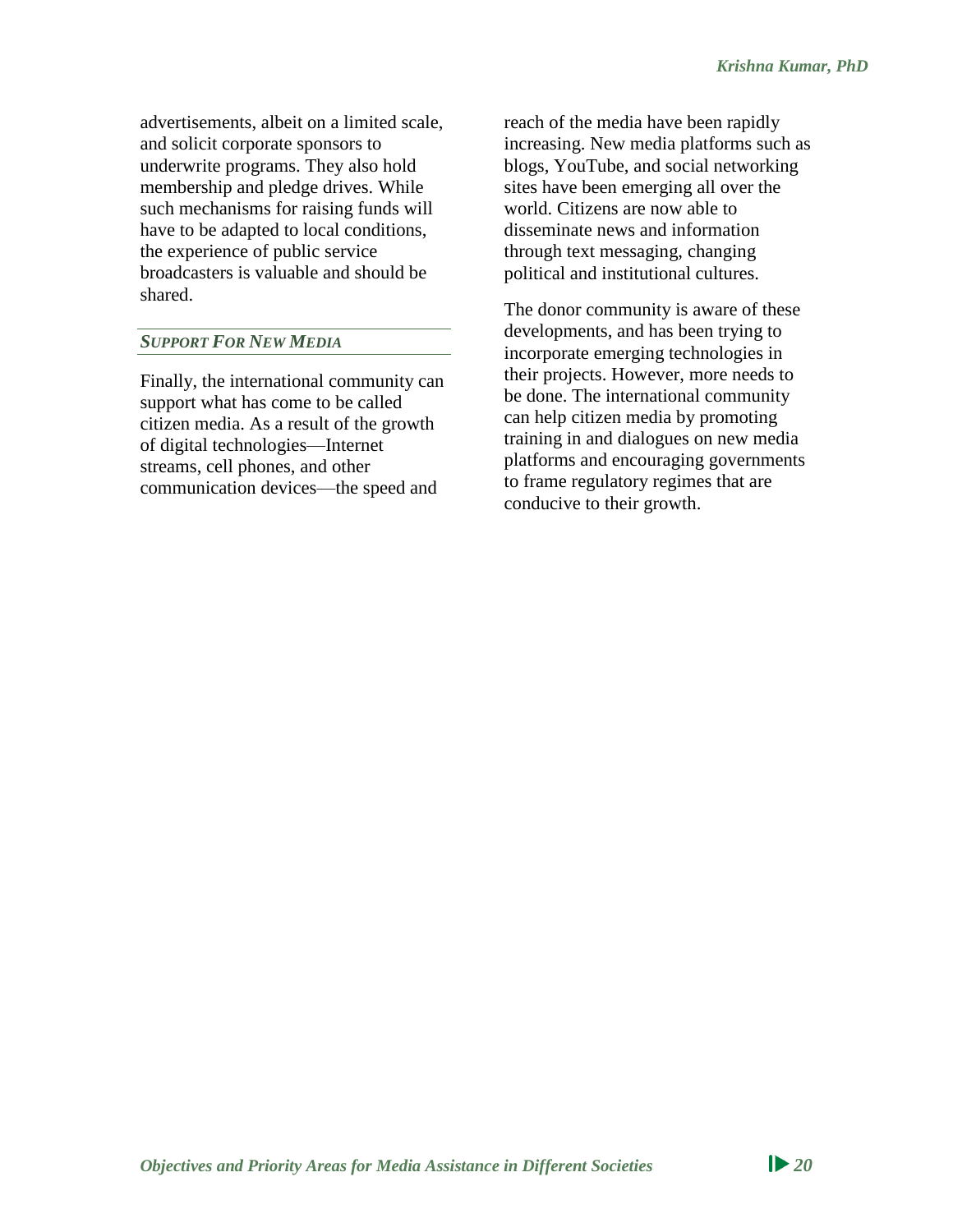advertisements, albeit on a limited scale, and solicit corporate sponsors to underwrite programs. They also hold membership and pledge drives. While such mechanisms for raising funds will have to be adapted to local conditions, the experience of public service broadcasters is valuable and should be shared.

### *Support For New Media*

Finally, the international community can support what has come to be called citizen media. As a result of the growth of digital technologies—Internet streams, cell phones, and other communication devices—the speed and reach of the media have been rapidly increasing. New media platforms such as blogs, YouTube, and social networking sites have been emerging all over the world. Citizens are now able to disseminate news and information through text messaging, changing political and institutional cultures.

The donor community is aware of these developments, and has been trying to incorporate emerging technologies in their projects. However, more needs to be done. The international community can help citizen media by promoting training in and dialogues on new media platforms and encouraging governments to frame regulatory regimes that are conducive to their growth.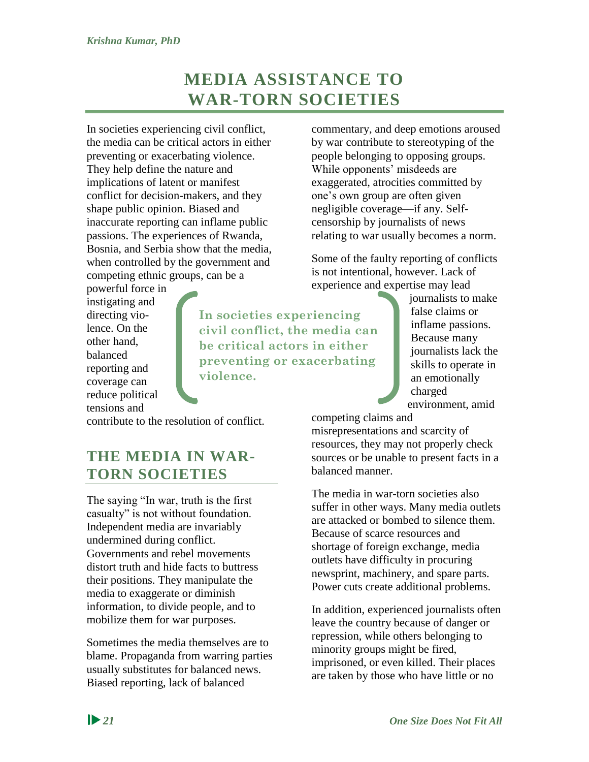# MEDIA ASSISTANCE TO WAR-TORN SOCIETIES

In societies experiencing civil conflict, the media can be critical actors in either preventing or exacerbating violence. They help define the nature and implications of latent or manifest conflict for decision-makers, and they shape public opinion. Biased and inaccurate reporting can inflame public passions. The experiences of Rwanda, Bosnia, and Serbia show that the media, when controlled by the government and competing ethnic groups, can be a powerful force in instigating and directing violence. On the other hand, balanced reporting and coverage can reduce political tensions and contribute to the resolution of conflict.

> **In societies experiencing civil conflict, the media can be critical actors in either preventing or exacerbating violence.**

## THE MEDIA IN WAR-TORN SOCIETIES

The saying "In war, truth is the first casualty" is not without foundation. Independent media are invariably undermined during conflict. Governments and rebel movements distort truth and hide facts to buttress their positions. They manipulate the media to exaggerate or diminish information, to divide people, and to mobilize them for war purposes.

Sometimes the media themselves are to blame. Propaganda from warring parties usually substitutes for balanced news. Biased reporting, lack of balanced commentary, and deep emotions aroused by war contribute to stereotyping of the people belonging to opposing groups. While opponents' misdeeds are exaggerated, atrocities committed by one's own group are often given negligible coverage—if any. Self-censorship by journalists of news relating to war usually becomes a norm.

Some of the faulty reporting of conflicts is not intentional, however. Lack of experience and expertise may lead journalists to make false claims or inflame passions. Because many journalists lack the skills to operate in an emotionally charged environment, amid competing claims and misrepresentations and scarcity of resources, they may not properly check sources or be unable to present facts in a balanced manner.

The media in war-torn societies also suffer in other ways. Many media outlets are attacked or bombed to silence them. Because of scarce resources and shortage of foreign exchange, media outlets have difficulty in procuring newsprint, machinery, and spare parts. Power cuts create additional problems.

In addition, experienced journalists often leave the country because of danger or repression, while others belonging to minority groups might be fired, imprisoned, or even killed. Their places are taken by those who have little or no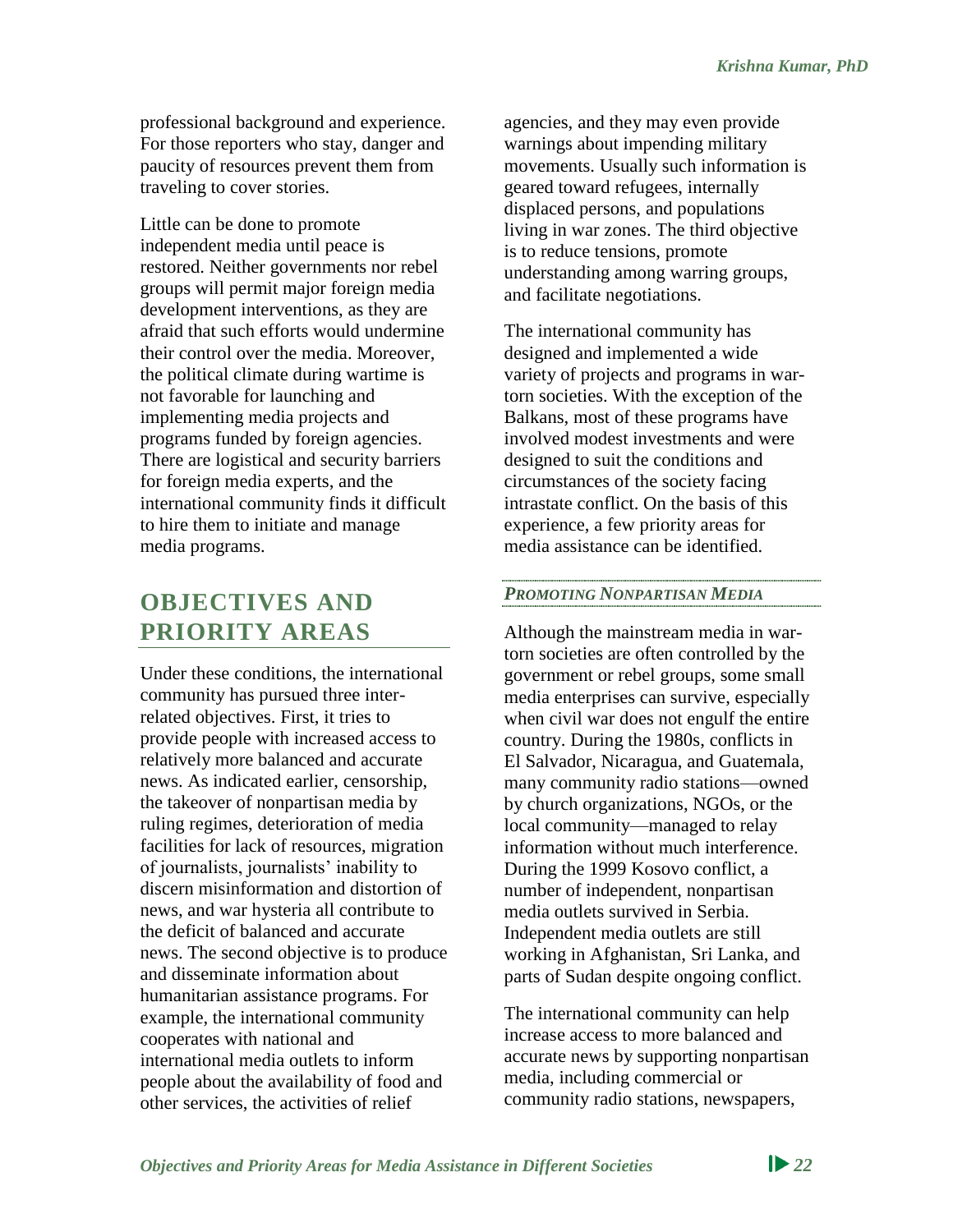professional background and experience. For those reporters who stay, danger and paucity of resources prevent them from traveling to cover stories.

Little can be done to promote independent media until peace is restored. Neither governments nor rebel groups will permit major foreign media development interventions, as they are afraid that such efforts would undermine their control over the media. Moreover, the political climate during wartime is not favorable for launching and implementing media projects and programs funded by foreign agencies. There are logistical and security barriers for foreign media experts, and the international community finds it difficult to hire them to initiate and manage media programs.

## OBJECTIVES AND PRIORITY AREAS

Under these conditions, the international community has pursued three inter-related objectives. First, it tries to provide people with increased access to relatively more balanced and accurate news. As indicated earlier, censorship, the takeover of nonpartisan media by ruling regimes, deterioration of media facilities for lack of resources, migration of journalists, journalists' inability to discern misinformation and distortion of news, and war hysteria all contribute to the deficit of balanced and accurate news. The second objective is to produce and disseminate information about humanitarian assistance programs. For example, the international community cooperates with national and international media outlets to inform people about the availability of food and other services, the activities of relief agencies, and they may even provide warnings about impending military movements. Usually such information is geared toward refugees, internally displaced persons, and populations living in war zones. The third objective is to reduce tensions, promote understanding among warring groups, and facilitate negotiations.

The international community has designed and implemented a wide variety of projects and programs in war-torn societies. With the exception of the Balkans, most of these programs have involved modest investments and were designed to suit the conditions and circumstances of the society facing intrastate conflict. On the basis of this experience, a few priority areas for media assistance can be identified.

### *PROMOTING NONPARTISAN MEDIA*

Although the mainstream media in war-torn societies are often controlled by the government or rebel groups, some small media enterprises can survive, especially when civil war does not engulf the entire country. During the 1980s, conflicts in El Salvador, Nicaragua, and Guatemala, many community radio stations—owned by church organizations, NGOs, or the local community—managed to relay information without much interference. During the 1999 Kosovo conflict, a number of independent, nonpartisan media outlets survived in Serbia. Independent media outlets are still working in Afghanistan, Sri Lanka, and parts of Sudan despite ongoing conflict.

The international community can help increase access to more balanced and accurate news by supporting nonpartisan media, including commercial or community radio stations, newspapers,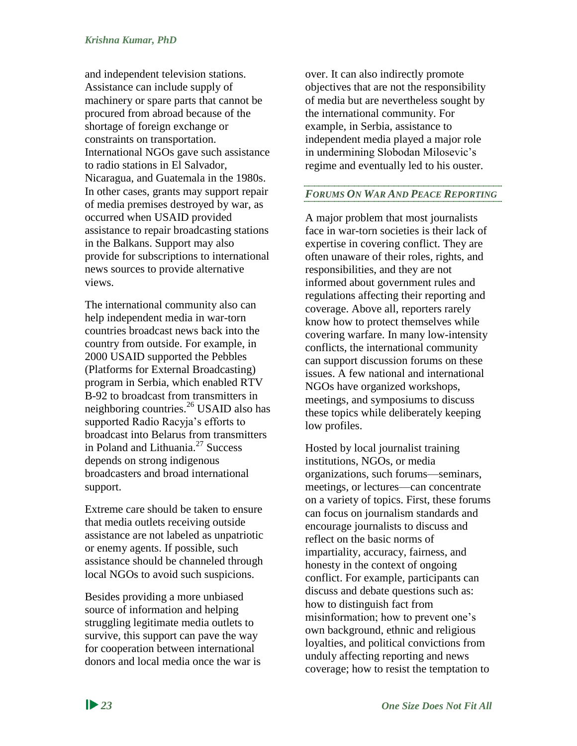and independent television stations. Assistance can include supply of machinery or spare parts that cannot be procured from abroad because of the shortage of foreign exchange or constraints on transportation. International NGOs gave such assistance to radio stations in El Salvador, Nicaragua, and Guatemala in the 1980s. In other cases, grants may support repair of media premises destroyed by war, as occurred when USAID provided assistance to repair broadcasting stations in the Balkans. Support may also provide for subscriptions to international news sources to provide alternative views.

The international community also can help independent media in war-torn countries broadcast news back into the country from outside. For example, in 2000 USAID supported the Pebbles (Platforms for External Broadcasting) program in Serbia, which enabled RTV B-92 to broadcast from transmitters in neighboring countries.[26] USAID also has supported Radio Racyja's efforts to broadcast into Belarus from transmitters in Poland and Lithuania.[27] Success depends on strong indigenous broadcasters and broad international support.

Extreme care should be taken to ensure that media outlets receiving outside assistance are not labeled as unpatriotic or enemy agents. If possible, such assistance should be channeled through local NGOs to avoid such suspicions.

Besides providing a more unbiased source of information and helping struggling legitimate media outlets to survive, this support can pave the way for cooperation between international donors and local media once the war is over. It can also indirectly promote objectives that are not the responsibility of media but are nevertheless sought by the international community. For example, in Serbia, assistance to independent media played a major role in undermining Slobodan Milosevic's regime and eventually led to his ouster.

### *Forums On War And Peace Reporting*

A major problem that most journalists face in war-torn societies is their lack of expertise in covering conflict. They are often unaware of their roles, rights, and responsibilities, and they are not informed about government rules and regulations affecting their reporting and coverage. Above all, reporters rarely know how to protect themselves while covering warfare. In many low-intensity conflicts, the international community can support discussion forums on these issues. A few national and international NGOs have organized workshops, meetings, and symposiums to discuss these topics while deliberately keeping low profiles.

Hosted by local journalist training institutions, NGOs, or media organizations, such forums—seminars, meetings, or lectures—can concentrate on a variety of topics. First, these forums can focus on journalism standards and encourage journalists to discuss and reflect on the basic norms of impartiality, accuracy, fairness, and honesty in the context of ongoing conflict. For example, participants can discuss and debate questions such as: how to distinguish fact from misinformation; how to prevent one's own background, ethnic and religious loyalties, and political convictions from unduly affecting reporting and news coverage; how to resist the temptation to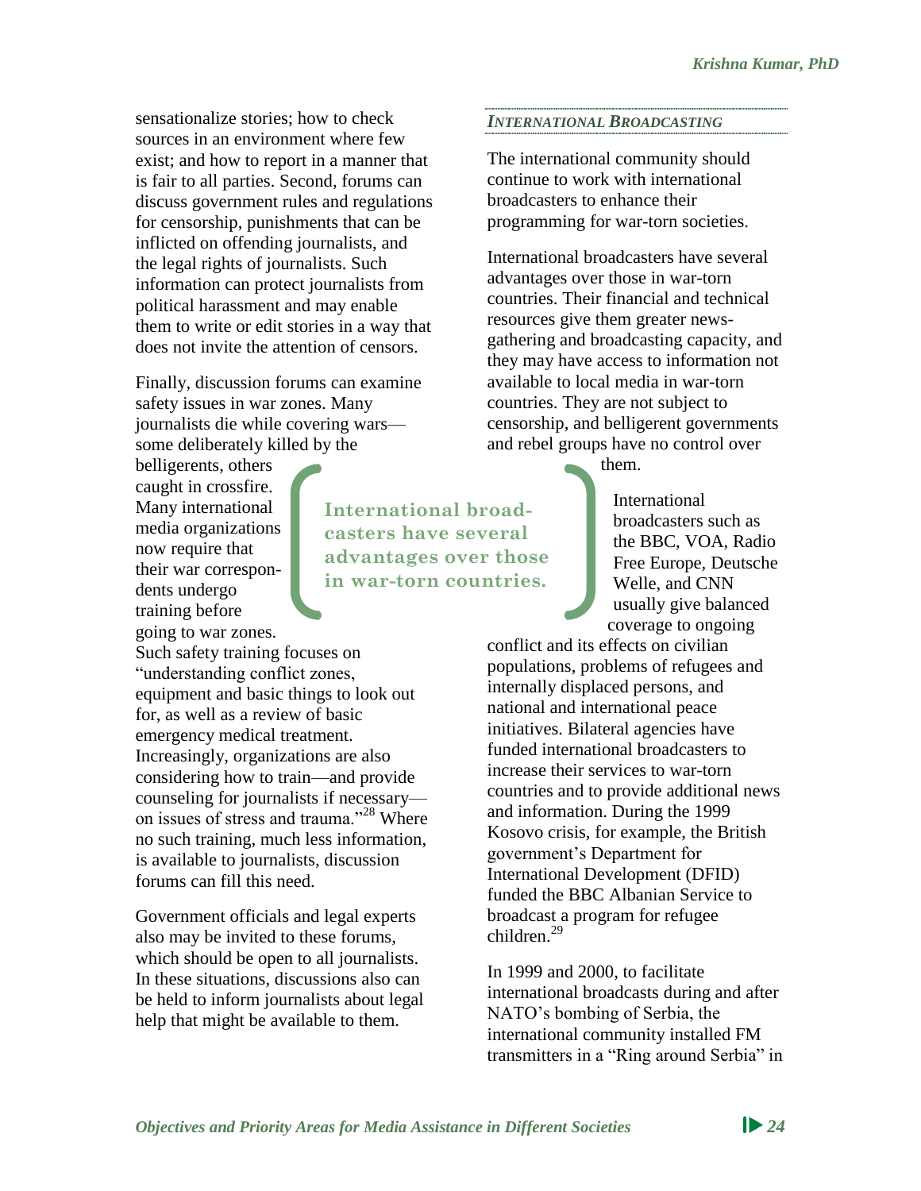sensationalize stories; how to check sources in an environment where few exist; and how to report in a manner that is fair to all parties. Second, forums can discuss government rules and regulations for censorship, punishments that can be inflicted on offending journalists, and the legal rights of journalists. Such information can protect journalists from political harassment and may enable them to write or edit stories in a way that does not invite the attention of censors.

Finally, discussion forums can examine safety issues in war zones. Many journalists die while covering wars—some deliberately killed by the belligerents, others caught in crossfire. Many international media organizations now require that their war correspondents undergo training before going to war zones. Such safety training focuses on "understanding conflict zones, equipment and basic things to look out for, as well as a review of basic emergency medical treatment. Increasingly, organizations are also considering how to train—and provide counseling for journalists if necessary—on issues of stress and trauma."[28] Where no such training, much less information, is available to journalists, discussion forums can fill this need.

Government officials and legal experts also may be invited to these forums, which should be open to all journalists. In these situations, discussions also can be held to inform journalists about legal help that might be available to them.

### *International Broadcasting*

The international community should continue to work with international broadcasters to enhance their programming for war-torn societies.

International broadcasters have several advantages over those in war-torn countries. Their financial and technical resources give them greater news-gathering and broadcasting capacity, and they may have access to information not available to local media in war-torn countries. They are not subject to censorship, and belligerent governments and rebel groups have no control over them.

> **International broadcasters have several advantages over those in war-torn countries.**

International broadcasters such as the BBC, VOA, Radio Free Europe, Deutsche Welle, and CNN usually give balanced coverage to ongoing conflict and its effects on civilian populations, problems of refugees and internally displaced persons, and national and international peace initiatives. Bilateral agencies have funded international broadcasters to increase their services to war-torn countries and to provide additional news and information. During the 1999 Kosovo crisis, for example, the British government's Department for International Development (DFID) funded the BBC Albanian Service to broadcast a program for refugee children.[29]

In 1999 and 2000, to facilitate international broadcasts during and after NATO's bombing of Serbia, the international community installed FM transmitters in a "Ring around Serbia" in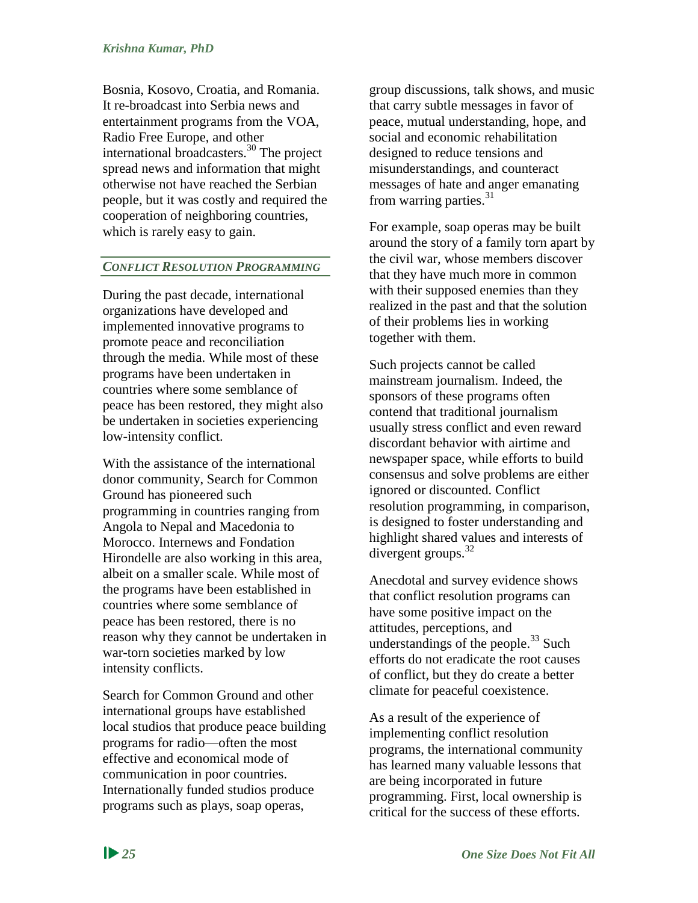Bosnia, Kosovo, Croatia, and Romania. It re-broadcast into Serbia news and entertainment programs from the VOA, Radio Free Europe, and other international broadcasters.[30] The project spread news and information that might otherwise not have reached the Serbian people, but it was costly and required the cooperation of neighboring countries, which is rarely easy to gain.

### *Conflict Resolution Programming*

During the past decade, international organizations have developed and implemented innovative programs to promote peace and reconciliation through the media. While most of these programs have been undertaken in countries where some semblance of peace has been restored, they might also be undertaken in societies experiencing low-intensity conflict.

With the assistance of the international donor community, Search for Common Ground has pioneered such programming in countries ranging from Angola to Nepal and Macedonia to Morocco. Internews and Fondation Hirondelle are also working in this area, albeit on a smaller scale. While most of the programs have been established in countries where some semblance of peace has been restored, there is no reason why they cannot be undertaken in war-torn societies marked by low intensity conflicts.

Search for Common Ground and other international groups have established local studios that produce peace building programs for radio—often the most effective and economical mode of communication in poor countries. Internationally funded studios produce programs such as plays, soap operas, group discussions, talk shows, and music that carry subtle messages in favor of peace, mutual understanding, hope, and social and economic rehabilitation designed to reduce tensions and misunderstandings, and counteract messages of hate and anger emanating from warring parties.[31]

For example, soap operas may be built around the story of a family torn apart by the civil war, whose members discover that they have much more in common with their supposed enemies than they realized in the past and that the solution of their problems lies in working together with them.

Such projects cannot be called mainstream journalism. Indeed, the sponsors of these programs often contend that traditional journalism usually stress conflict and even reward discordant behavior with airtime and newspaper space, while efforts to build consensus and solve problems are either ignored or discounted. Conflict resolution programming, in comparison, is designed to foster understanding and highlight shared values and interests of divergent groups.[32]

Anecdotal and survey evidence shows that conflict resolution programs can have some positive impact on the attitudes, perceptions, and understandings of the people.[33] Such efforts do not eradicate the root causes of conflict, but they do create a better climate for peaceful coexistence.

As a result of the experience of implementing conflict resolution programs, the international community has learned many valuable lessons that are being incorporated in future programming. First, local ownership is critical for the success of these efforts.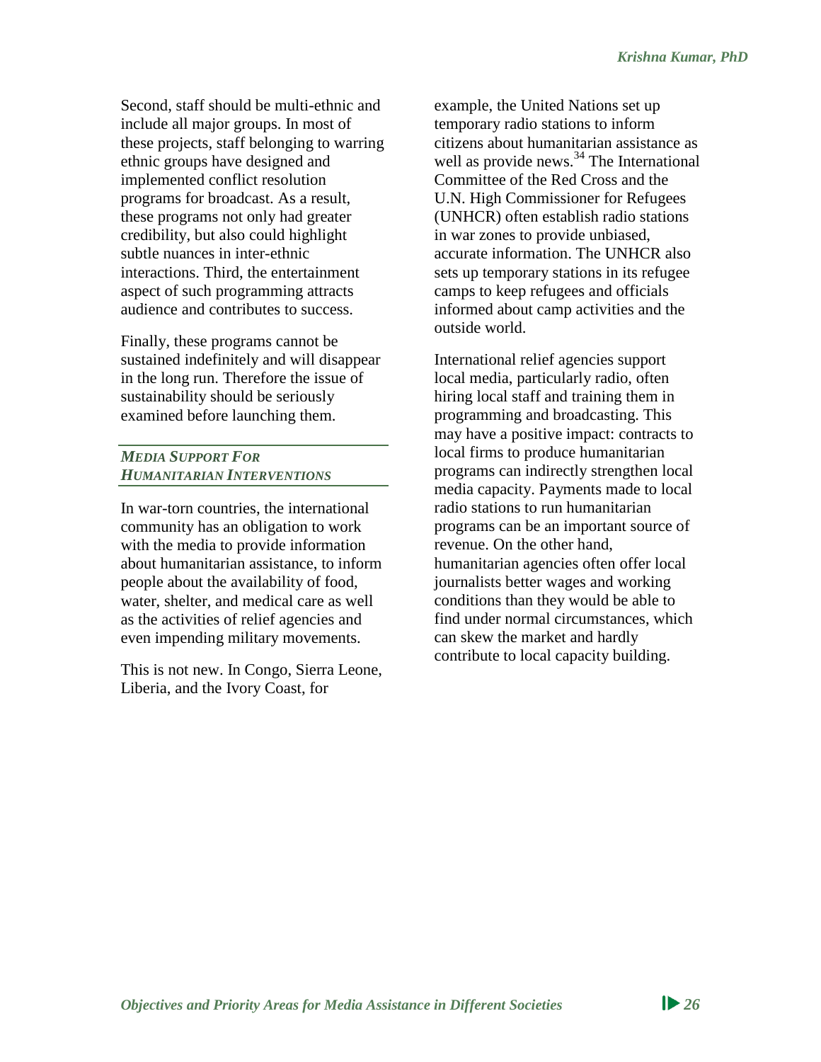Second, staff should be multi-ethnic and include all major groups. In most of these projects, staff belonging to warring ethnic groups have designed and implemented conflict resolution programs for broadcast. As a result, these programs not only had greater credibility, but also could highlight subtle nuances in inter-ethnic interactions. Third, the entertainment aspect of such programming attracts audience and contributes to success.

Finally, these programs cannot be sustained indefinitely and will disappear in the long run. Therefore the issue of sustainability should be seriously examined before launching them.

### *Media Support For Humanitarian Interventions*

In war-torn countries, the international community has an obligation to work with the media to provide information about humanitarian assistance, to inform people about the availability of food, water, shelter, and medical care as well as the activities of relief agencies and even impending military movements.

This is not new. In Congo, Sierra Leone, Liberia, and the Ivory Coast, for example, the United Nations set up temporary radio stations to inform citizens about humanitarian assistance as well as provide news.[34] The International Committee of the Red Cross and the U.N. High Commissioner for Refugees (UNHCR) often establish radio stations in war zones to provide unbiased, accurate information. The UNHCR also sets up temporary stations in its refugee camps to keep refugees and officials informed about camp activities and the outside world.

International relief agencies support local media, particularly radio, often hiring local staff and training them in programming and broadcasting. This may have a positive impact: contracts to local firms to produce humanitarian programs can indirectly strengthen local media capacity. Payments made to local radio stations to run humanitarian programs can be an important source of revenue. On the other hand, humanitarian agencies often offer local journalists better wages and working conditions than they would be able to find under normal circumstances, which can skew the market and hardly contribute to local capacity building.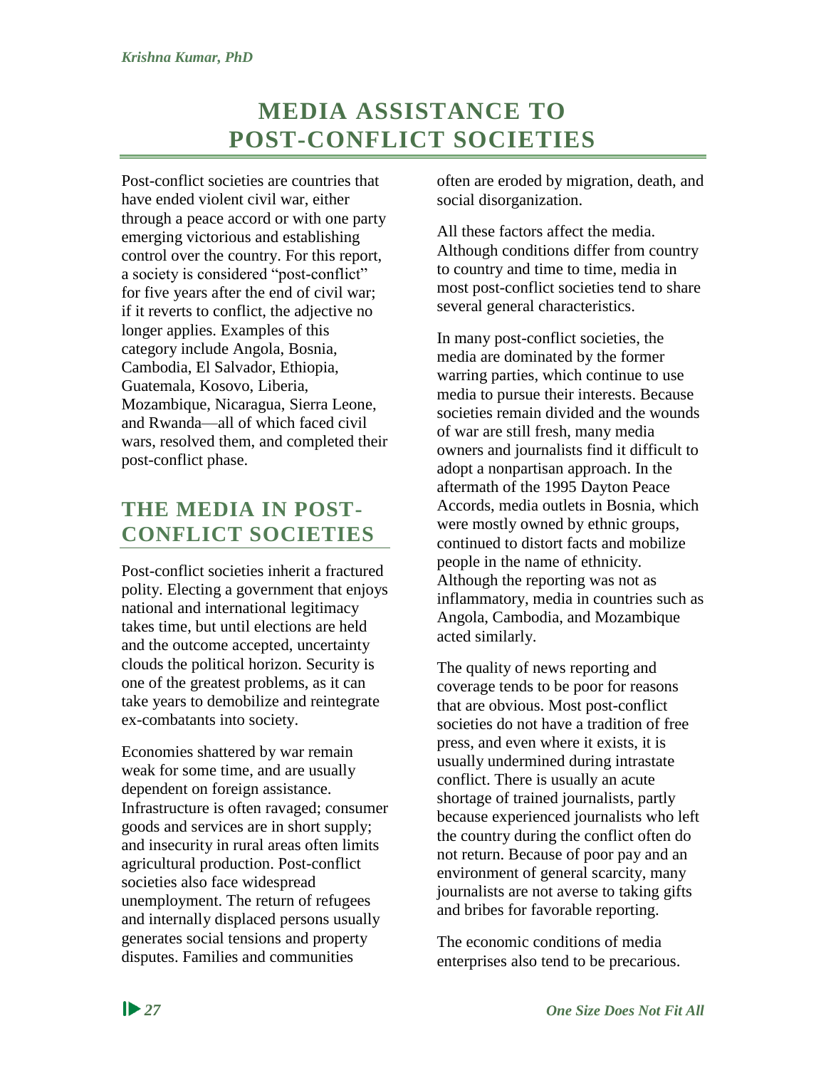# MEDIA ASSISTANCE TO POST-CONFLICT SOCIETIES

Post-conflict societies are countries that have ended violent civil war, either through a peace accord or with one party emerging victorious and establishing control over the country. For this report, a society is considered "post-conflict" for five years after the end of civil war; if it reverts to conflict, the adjective no longer applies. Examples of this category include Angola, Bosnia, Cambodia, El Salvador, Ethiopia, Guatemala, Kosovo, Liberia, Mozambique, Nicaragua, Sierra Leone, and Rwanda—all of which faced civil wars, resolved them, and completed their post-conflict phase.

## THE MEDIA IN POST-CONFLICT SOCIETIES

Post-conflict societies inherit a fractured polity. Electing a government that enjoys national and international legitimacy takes time, but until elections are held and the outcome accepted, uncertainty clouds the political horizon. Security is one of the greatest problems, as it can take years to demobilize and reintegrate ex-combatants into society.

Economies shattered by war remain weak for some time, and are usually dependent on foreign assistance. Infrastructure is often ravaged; consumer goods and services are in short supply; and insecurity in rural areas often limits agricultural production. Post-conflict societies also face widespread unemployment. The return of refugees and internally displaced persons usually generates social tensions and property disputes. Families and communities often are eroded by migration, death, and social disorganization.

All these factors affect the media. Although conditions differ from country to country and time to time, media in most post-conflict societies tend to share several general characteristics.

In many post-conflict societies, the media are dominated by the former warring parties, which continue to use media to pursue their interests. Because societies remain divided and the wounds of war are still fresh, many media owners and journalists find it difficult to adopt a nonpartisan approach. In the aftermath of the 1995 Dayton Peace Accords, media outlets in Bosnia, which were mostly owned by ethnic groups, continued to distort facts and mobilize people in the name of ethnicity. Although the reporting was not as inflammatory, media in countries such as Angola, Cambodia, and Mozambique acted similarly.

The quality of news reporting and coverage tends to be poor for reasons that are obvious. Most post-conflict societies do not have a tradition of free press, and even where it exists, it is usually undermined during intrastate conflict. There is usually an acute shortage of trained journalists, partly because experienced journalists who left the country during the conflict often do not return. Because of poor pay and an environment of general scarcity, many journalists are not averse to taking gifts and bribes for favorable reporting.

The economic conditions of media enterprises also tend to be precarious.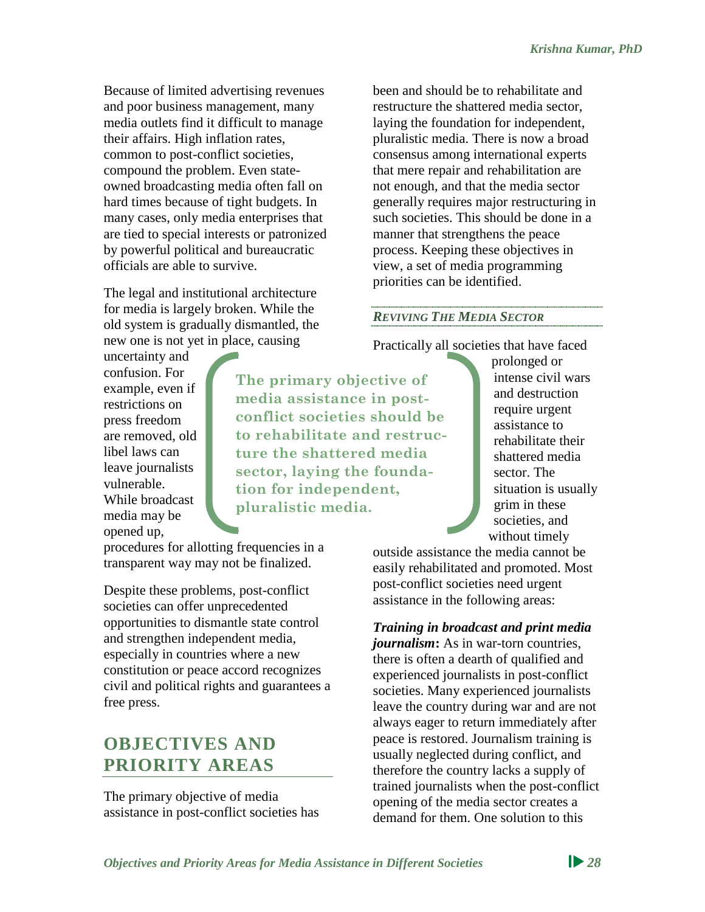Because of limited advertising revenues and poor business management, many media outlets find it difficult to manage their affairs. High inflation rates, common to post-conflict societies, compound the problem. Even state-owned broadcasting media often fall on hard times because of tight budgets. In many cases, only media enterprises that are tied to special interests or patronized by powerful political and bureaucratic officials are able to survive.

The legal and institutional architecture for media is largely broken. While the old system is gradually dismantled, the new one is not yet in place, causing uncertainty and confusion. For example, even if restrictions on press freedom are removed, old libel laws can leave journalists vulnerable. While broadcast media may be opened up, procedures for allotting frequencies in a transparent way may not be finalized.

> **The primary objective of media assistance in post-conflict societies should be to rehabilitate and restructure the shattered media sector, laying the foundation for independent, pluralistic media.**

Despite these problems, post-conflict societies can offer unprecedented opportunities to dismantle state control and strengthen independent media, especially in countries where a new constitution or peace accord recognizes civil and political rights and guarantees a free press.

## OBJECTIVES AND PRIORITY AREAS

The primary objective of media assistance in post-conflict societies has been and should be to rehabilitate and restructure the shattered media sector, laying the foundation for independent, pluralistic media. There is now a broad consensus among international experts that mere repair and rehabilitation are not enough, and that the media sector generally requires major restructuring in such societies. This should be done in a manner that strengthens the peace process. Keeping these objectives in view, a set of media programming priorities can be identified.

### *Reviving the Media Sector*

Practically all societies that have faced prolonged or intense civil wars and destruction require urgent assistance to rehabilitate their shattered media sector. The situation is usually grim in these societies, and without timely outside assistance the media cannot be easily rehabilitated and promoted. Most post-conflict societies need urgent assistance in the following areas:

***Training in broadcast and print media journalism*:** As in war-torn countries, there is often a dearth of qualified and experienced journalists in post-conflict societies. Many experienced journalists leave the country during war and are not always eager to return immediately after peace is restored. Journalism training is usually neglected during conflict, and therefore the country lacks a supply of trained journalists when the post-conflict opening of the media sector creates a demand for them. One solution to this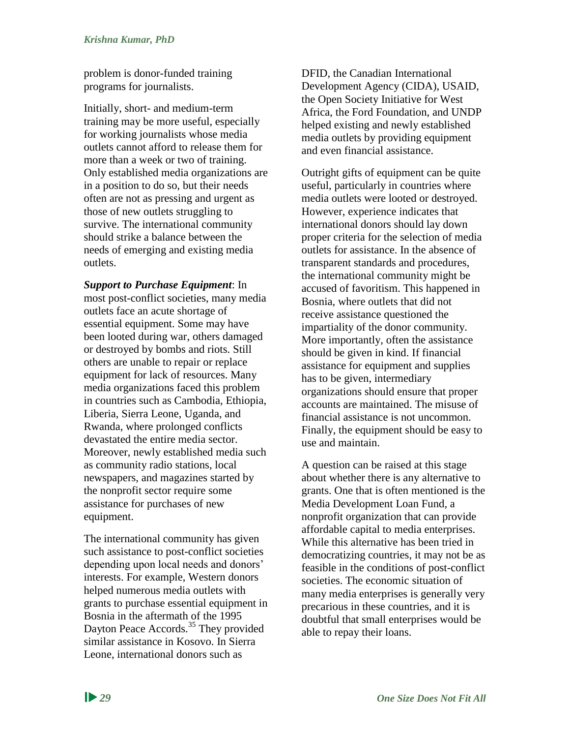problem is donor-funded training programs for journalists.

Initially, short- and medium-term training may be more useful, especially for working journalists whose media outlets cannot afford to release them for more than a week or two of training. Only established media organizations are in a position to do so, but their needs often are not as pressing and urgent as those of new outlets struggling to survive. The international community should strike a balance between the needs of emerging and existing media outlets.

***Support to Purchase Equipment***: In most post-conflict societies, many media outlets face an acute shortage of essential equipment. Some may have been looted during war, others damaged or destroyed by bombs and riots. Still others are unable to repair or replace equipment for lack of resources. Many media organizations faced this problem in countries such as Cambodia, Ethiopia, Liberia, Sierra Leone, Uganda, and Rwanda, where prolonged conflicts devastated the entire media sector. Moreover, newly established media such as community radio stations, local newspapers, and magazines started by the nonprofit sector require some assistance for purchases of new equipment.

The international community has given such assistance to post-conflict societies depending upon local needs and donors' interests. For example, Western donors helped numerous media outlets with grants to purchase essential equipment in Bosnia in the aftermath of the 1995 Dayton Peace Accords.[35] They provided similar assistance in Kosovo. In Sierra Leone, international donors such as DFID, the Canadian International Development Agency (CIDA), USAID, the Open Society Initiative for West Africa, the Ford Foundation, and UNDP helped existing and newly established media outlets by providing equipment and even financial assistance.

Outright gifts of equipment can be quite useful, particularly in countries where media outlets were looted or destroyed. However, experience indicates that international donors should lay down proper criteria for the selection of media outlets for assistance. In the absence of transparent standards and procedures, the international community might be accused of favoritism. This happened in Bosnia, where outlets that did not receive assistance questioned the impartiality of the donor community. More importantly, often the assistance should be given in kind. If financial assistance for equipment and supplies has to be given, intermediary organizations should ensure that proper accounts are maintained. The misuse of financial assistance is not uncommon. Finally, the equipment should be easy to use and maintain.

A question can be raised at this stage about whether there is any alternative to grants. One that is often mentioned is the Media Development Loan Fund, a nonprofit organization that can provide affordable capital to media enterprises. While this alternative has been tried in democratizing countries, it may not be as feasible in the conditions of post-conflict societies. The economic situation of many media enterprises is generally very precarious in these countries, and it is doubtful that small enterprises would be able to repay their loans.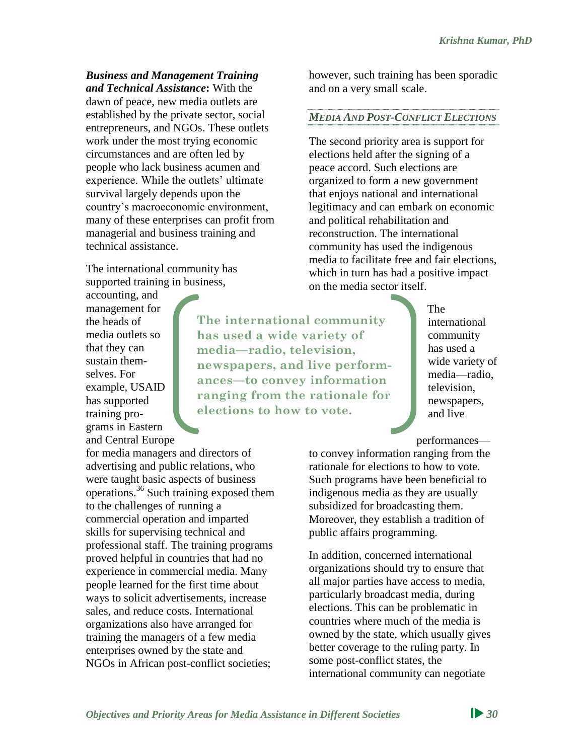***Business and Management Training and Technical Assistance*:** With the dawn of peace, new media outlets are established by the private sector, social entrepreneurs, and NGOs. These outlets work under the most trying economic circumstances and are often led by people who lack business acumen and experience. While the outlets' ultimate survival largely depends upon the country's macroeconomic environment, many of these enterprises can profit from managerial and business training and technical assistance.

The international community has supported training in business, accounting, and management for the heads of media outlets so that they can sustain themselves. For example, USAID has supported training programs in Eastern and Central Europe for media managers and directors of advertising and public relations, who were taught basic aspects of business operations.[36] Such training exposed them to the challenges of running a commercial operation and imparted skills for supervising technical and professional staff. The training programs proved helpful in countries that had no experience in commercial media. Many people learned for the first time about ways to solicit advertisements, increase sales, and reduce costs. International organizations also have arranged for training the managers of a few media enterprises owned by the state and NGOs in African post-conflict societies; however, such training has been sporadic and on a very small scale.

## *Media and Post-Conflict Elections*

The second priority area is support for elections held after the signing of a peace accord. Such elections are organized to form a new government that enjoys national and international legitimacy and can embark on economic and political rehabilitation and reconstruction. The international community has used the indigenous media to facilitate free and fair elections, which in turn has had a positive impact on the media sector itself.

> **The international community has used a wide variety of media—radio, television, newspapers, and live performances—to convey information ranging from the rationale for elections to how to vote.**

The international community has used a wide variety of media—radio, television, newspapers, and live performances—to convey information ranging from the rationale for elections to how to vote. Such programs have been beneficial to indigenous media as they are usually subsidized for broadcasting them. Moreover, they establish a tradition of public affairs programming.

In addition, concerned international organizations should try to ensure that all major parties have access to media, particularly broadcast media, during elections. This can be problematic in countries where much of the media is owned by the state, which usually gives better coverage to the ruling party. In some post-conflict states, the international community can negotiate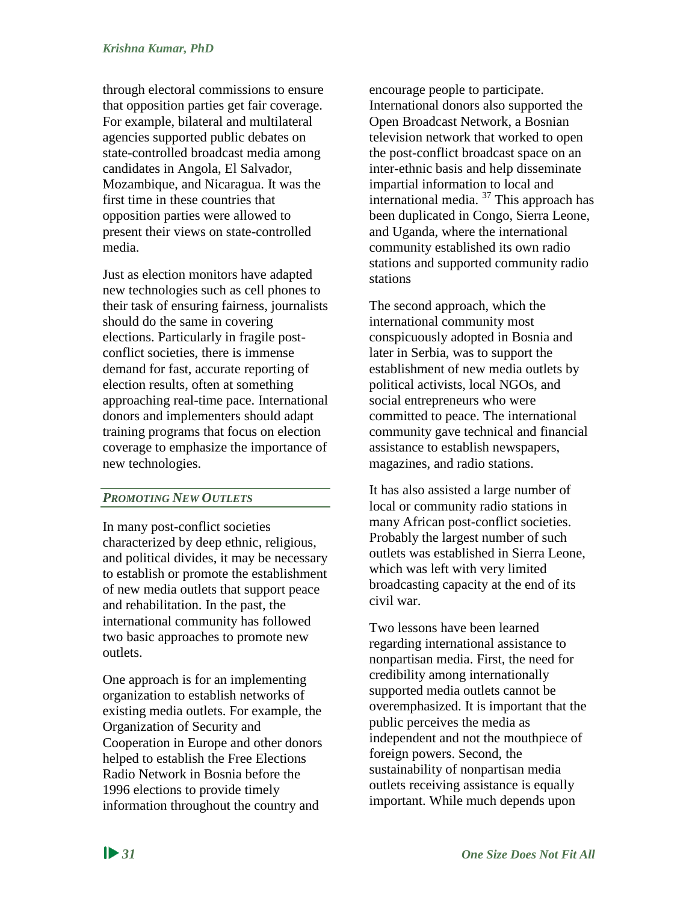through electoral commissions to ensure that opposition parties get fair coverage. For example, bilateral and multilateral agencies supported public debates on state-controlled broadcast media among candidates in Angola, El Salvador, Mozambique, and Nicaragua. It was the first time in these countries that opposition parties were allowed to present their views on state-controlled media.

Just as election monitors have adapted new technologies such as cell phones to their task of ensuring fairness, journalists should do the same in covering elections. Particularly in fragile post-conflict societies, there is immense demand for fast, accurate reporting of election results, often at something approaching real-time pace. International donors and implementers should adapt training programs that focus on election coverage to emphasize the importance of new technologies.

### *PROMOTING NEW OUTLETS*

In many post-conflict societies characterized by deep ethnic, religious, and political divides, it may be necessary to establish or promote the establishment of new media outlets that support peace and rehabilitation. In the past, the international community has followed two basic approaches to promote new outlets.

One approach is for an implementing organization to establish networks of existing media outlets. For example, the Organization of Security and Cooperation in Europe and other donors helped to establish the Free Elections Radio Network in Bosnia before the 1996 elections to provide timely information throughout the country and encourage people to participate. International donors also supported the Open Broadcast Network, a Bosnian television network that worked to open the post-conflict broadcast space on an inter-ethnic basis and help disseminate impartial information to local and international media. [37] This approach has been duplicated in Congo, Sierra Leone, and Uganda, where the international community established its own radio stations and supported community radio stations

The second approach, which the international community most conspicuously adopted in Bosnia and later in Serbia, was to support the establishment of new media outlets by political activists, local NGOs, and social entrepreneurs who were committed to peace. The international community gave technical and financial assistance to establish newspapers, magazines, and radio stations.

It has also assisted a large number of local or community radio stations in many African post-conflict societies. Probably the largest number of such outlets was established in Sierra Leone, which was left with very limited broadcasting capacity at the end of its civil war.

Two lessons have been learned regarding international assistance to nonpartisan media. First, the need for credibility among internationally supported media outlets cannot be overemphasized. It is important that the public perceives the media as independent and not the mouthpiece of foreign powers. Second, the sustainability of nonpartisan media outlets receiving assistance is equally important. While much depends upon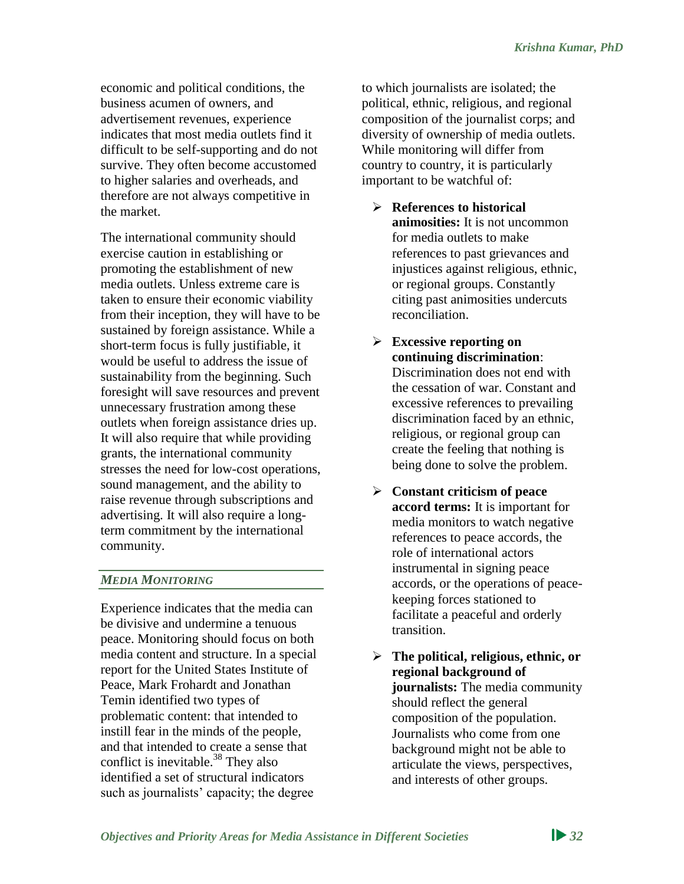economic and political conditions, the business acumen of owners, and advertisement revenues, experience indicates that most media outlets find it difficult to be self-supporting and do not survive. They often become accustomed to higher salaries and overheads, and therefore are not always competitive in the market.

The international community should exercise caution in establishing or promoting the establishment of new media outlets. Unless extreme care is taken to ensure their economic viability from their inception, they will have to be sustained by foreign assistance. While a short-term focus is fully justifiable, it would be useful to address the issue of sustainability from the beginning. Such foresight will save resources and prevent unnecessary frustration among these outlets when foreign assistance dries up. It will also require that while providing grants, the international community stresses the need for low-cost operations, sound management, and the ability to raise revenue through subscriptions and advertising. It will also require a long-term commitment by the international community.

### *MEDIA MONITORING*

Experience indicates that the media can be divisive and undermine a tenuous peace. Monitoring should focus on both media content and structure. In a special report for the United States Institute of Peace, Mark Frohardt and Jonathan Temin identified two types of problematic content: that intended to instill fear in the minds of the people, and that intended to create a sense that conflict is inevitable.[38] They also identified a set of structural indicators such as journalists' capacity; the degree to which journalists are isolated; the political, ethnic, religious, and regional composition of the journalist corps; and diversity of ownership of media outlets. While monitoring will differ from country to country, it is particularly important to be watchful of:

- **References to historical animosities:** It is not uncommon for media outlets to make references to past grievances and injustices against religious, ethnic, or regional groups. Constantly citing past animosities undercuts reconciliation.
- **Excessive reporting on continuing discrimination**: Discrimination does not end with the cessation of war. Constant and excessive references to prevailing discrimination faced by an ethnic, religious, or regional group can create the feeling that nothing is being done to solve the problem.
- **Constant criticism of peace accord terms:** It is important for media monitors to watch negative references to peace accords, the role of international actors instrumental in signing peace accords, or the operations of peace-keeping forces stationed to facilitate a peaceful and orderly transition.
- **The political, religious, ethnic, or regional background of journalists:** The media community should reflect the general composition of the population. Journalists who come from one background might not be able to articulate the views, perspectives, and interests of other groups.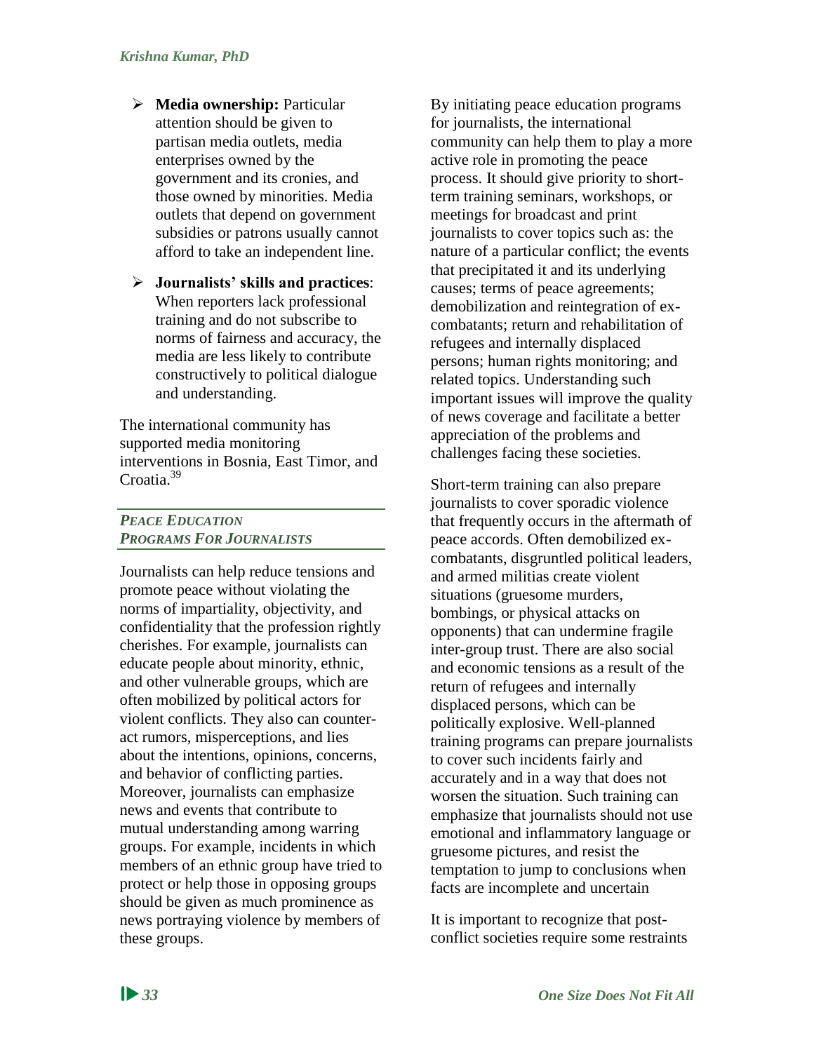- **Media ownership:** Particular attention should be given to partisan media outlets, media enterprises owned by the government and its cronies, and those owned by minorities. Media outlets that depend on government subsidies or patrons usually cannot afford to take an independent line.

- **Journalists' skills and practices**: When reporters lack professional training and do not subscribe to norms of fairness and accuracy, the media are less likely to contribute constructively to political dialogue and understanding.

The international community has supported media monitoring interventions in Bosnia, East Timor, and Croatia.[39]

### *PEACE EDUCATION PROGRAMS FOR JOURNALISTS*

Journalists can help reduce tensions and promote peace without violating the norms of impartiality, objectivity, and confidentiality that the profession rightly cherishes. For example, journalists can educate people about minority, ethnic, and other vulnerable groups, which are often mobilized by political actors for violent conflicts. They also can counter-act rumors, misperceptions, and lies about the intentions, opinions, concerns, and behavior of conflicting parties. Moreover, journalists can emphasize news and events that contribute to mutual understanding among warring groups. For example, incidents in which members of an ethnic group have tried to protect or help those in opposing groups should be given as much prominence as news portraying violence by members of these groups.

By initiating peace education programs for journalists, the international community can help them to play a more active role in promoting the peace process. It should give priority to short-term training seminars, workshops, or meetings for broadcast and print journalists to cover topics such as: the nature of a particular conflict; the events that precipitated it and its underlying causes; terms of peace agreements; demobilization and reintegration of ex-combatants; return and rehabilitation of refugees and internally displaced persons; human rights monitoring; and related topics. Understanding such important issues will improve the quality of news coverage and facilitate a better appreciation of the problems and challenges facing these societies.

Short-term training can also prepare journalists to cover sporadic violence that frequently occurs in the aftermath of peace accords. Often demobilized ex-combatants, disgruntled political leaders, and armed militias create violent situations (gruesome murders, bombings, or physical attacks on opponents) that can undermine fragile inter-group trust. There are also social and economic tensions as a result of the return of refugees and internally displaced persons, which can be politically explosive. Well-planned training programs can prepare journalists to cover such incidents fairly and accurately and in a way that does not worsen the situation. Such training can emphasize that journalists should not use emotional and inflammatory language or gruesome pictures, and resist the temptation to jump to conclusions when facts are incomplete and uncertain

It is important to recognize that post-conflict societies require some restraints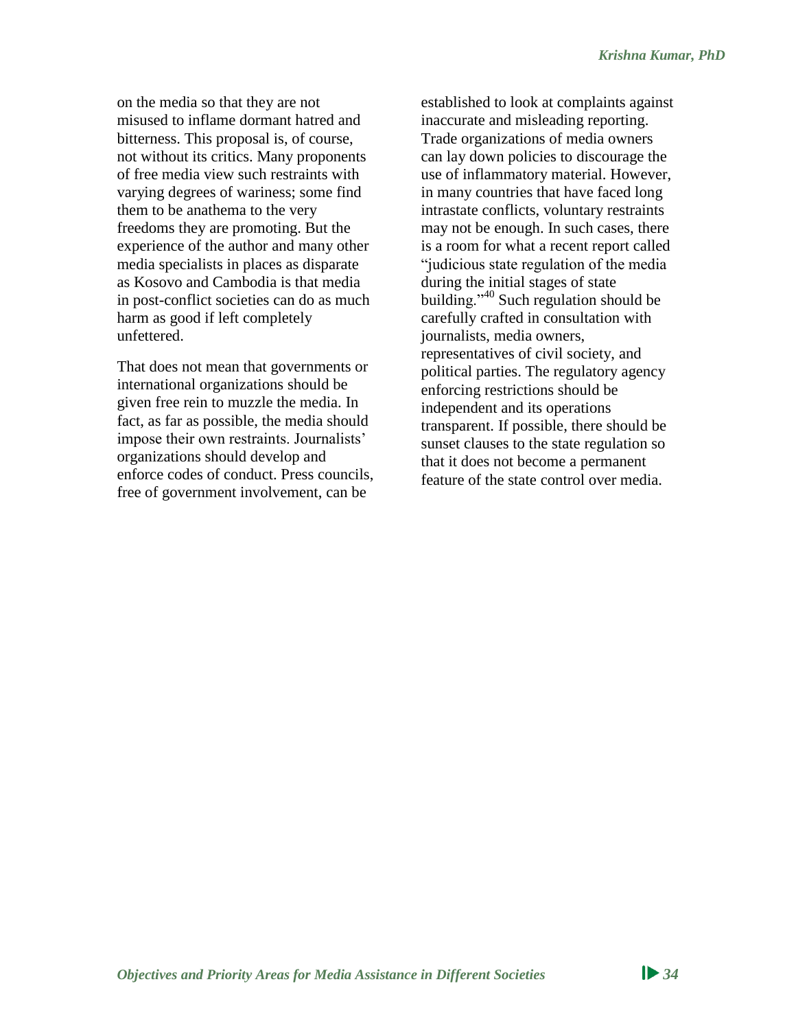on the media so that they are not misused to inflame dormant hatred and bitterness. This proposal is, of course, not without its critics. Many proponents of free media view such restraints with varying degrees of wariness; some find them to be anathema to the very freedoms they are promoting. But the experience of the author and many other media specialists in places as disparate as Kosovo and Cambodia is that media in post-conflict societies can do as much harm as good if left completely unfettered.

That does not mean that governments or international organizations should be given free rein to muzzle the media. In fact, as far as possible, the media should impose their own restraints. Journalists' organizations should develop and enforce codes of conduct. Press councils, free of government involvement, can be established to look at complaints against inaccurate and misleading reporting. Trade organizations of media owners can lay down policies to discourage the use of inflammatory material. However, in many countries that have faced long intrastate conflicts, voluntary restraints may not be enough. In such cases, there is a room for what a recent report called "judicious state regulation of the media during the initial stages of state building."[40] Such regulation should be carefully crafted in consultation with journalists, media owners, representatives of civil society, and political parties. The regulatory agency enforcing restrictions should be independent and its operations transparent. If possible, there should be sunset clauses to the state regulation so that it does not become a permanent feature of the state control over media.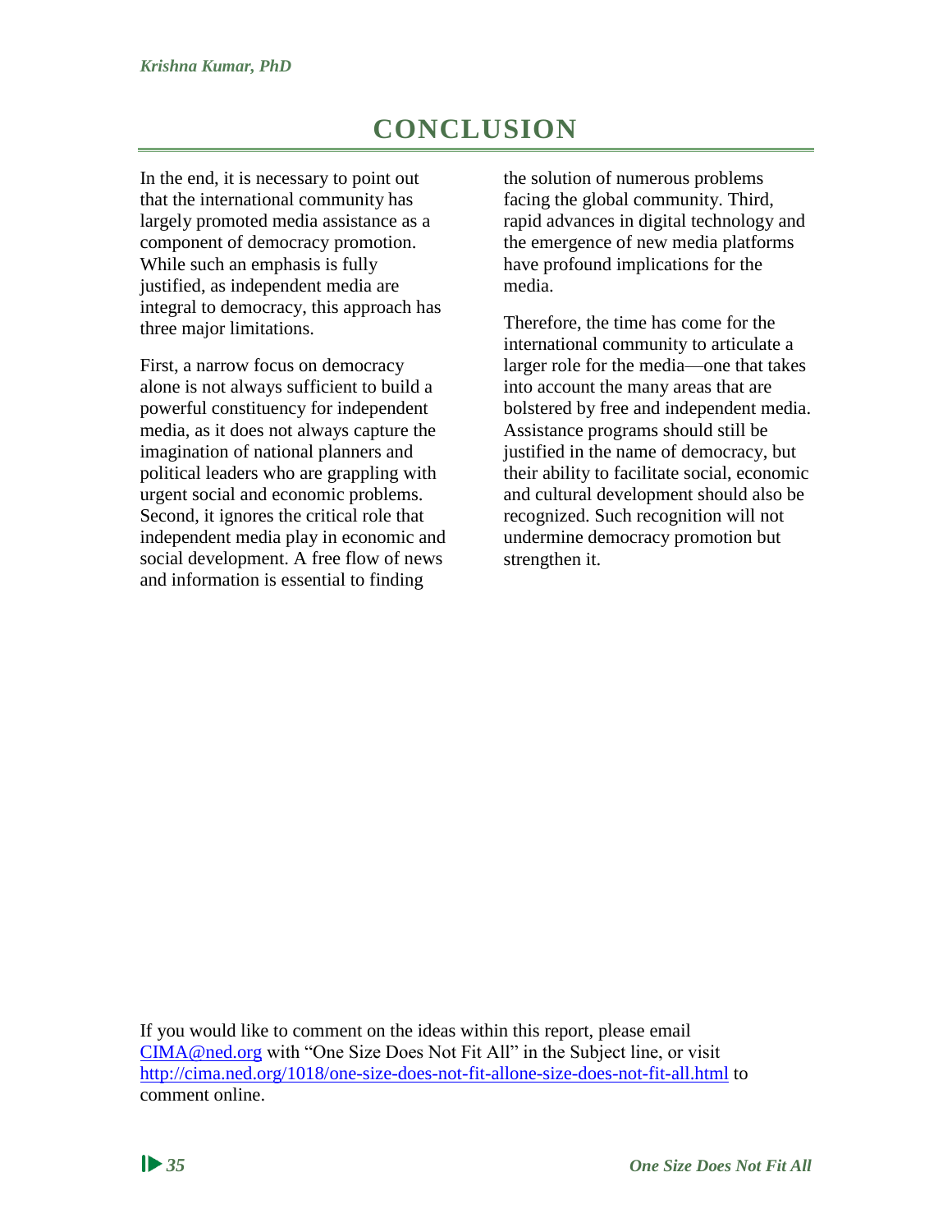# CONCLUSION

In the end, it is necessary to point out that the international community has largely promoted media assistance as a component of democracy promotion. While such an emphasis is fully justified, as independent media are integral to democracy, this approach has three major limitations.

First, a narrow focus on democracy alone is not always sufficient to build a powerful constituency for independent media, as it does not always capture the imagination of national planners and political leaders who are grappling with urgent social and economic problems. Second, it ignores the critical role that independent media play in economic and social development. A free flow of news and information is essential to finding the solution of numerous problems facing the global community. Third, rapid advances in digital technology and the emergence of new media platforms have profound implications for the media.

Therefore, the time has come for the international community to articulate a larger role for the media—one that takes into account the many areas that are bolstered by free and independent media. Assistance programs should still be justified in the name of democracy, but their ability to facilitate social, economic and cultural development should also be recognized. Such recognition will not undermine democracy promotion but strengthen it.

If you would like to comment on the ideas within this report, please email CIMA@ned.org with "One Size Does Not Fit All" in the Subject line, or visit http://cima.ned.org/1018/one-size-does-not-fit-allone-size-does-not-fit-all.html to comment online.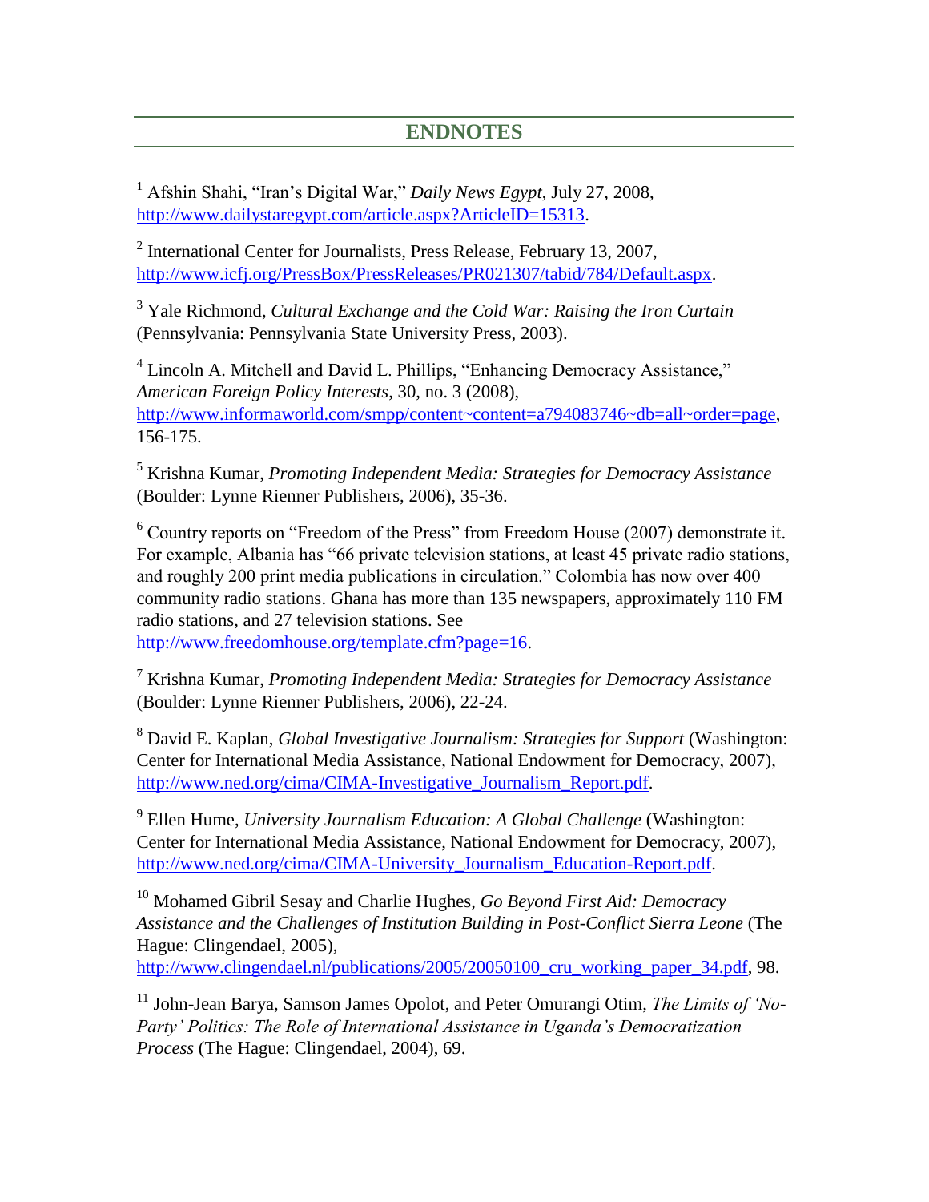## ENDNOTES

[1] Afshin Shahi, "Iran's Digital War," *Daily News Egypt*, July 27, 2008, http://www.dailystaregypt.com/article.aspx?ArticleID=15313.

[2] International Center for Journalists, Press Release, February 13, 2007, http://www.icfj.org/PressBox/PressReleases/PR021307/tabid/784/Default.aspx.

[3] Yale Richmond, *Cultural Exchange and the Cold War: Raising the Iron Curtain* (Pennsylvania: Pennsylvania State University Press, 2003).

[4] Lincoln A. Mitchell and David L. Phillips, "Enhancing Democracy Assistance," *American Foreign Policy Interests*, 30, no. 3 (2008), http://www.informaworld.com/smpp/content~content=a794083746~db=all~order=page, 156-175.

[5] Krishna Kumar, *Promoting Independent Media: Strategies for Democracy Assistance* (Boulder: Lynne Rienner Publishers, 2006), 35-36.

[6] Country reports on "Freedom of the Press" from Freedom House (2007) demonstrate it. For example, Albania has "66 private television stations, at least 45 private radio stations, and roughly 200 print media publications in circulation." Colombia has now over 400 community radio stations. Ghana has more than 135 newspapers, approximately 110 FM radio stations, and 27 television stations. See http://www.freedomhouse.org/template.cfm?page=16.

[7] Krishna Kumar, *Promoting Independent Media: Strategies for Democracy Assistance* (Boulder: Lynne Rienner Publishers, 2006), 22-24.

[8] David E. Kaplan, *Global Investigative Journalism: Strategies for Support* (Washington: Center for International Media Assistance, National Endowment for Democracy, 2007), http://www.ned.org/cima/CIMA-Investigative_Journalism_Report.pdf.

[9] Ellen Hume, *University Journalism Education: A Global Challenge* (Washington: Center for International Media Assistance, National Endowment for Democracy, 2007), http://www.ned.org/cima/CIMA-University_Journalism_Education-Report.pdf.

[10] Mohamed Gibril Sesay and Charlie Hughes, *Go Beyond First Aid: Democracy Assistance and the Challenges of Institution Building in Post-Conflict Sierra Leone* (The Hague: Clingendael, 2005), http://www.clingendael.nl/publications/2005/20050100_cru_working_paper_34.pdf, 98.

[11] John-Jean Barya, Samson James Opolot, and Peter Omurangi Otim, *The Limits of 'No-Party' Politics: The Role of International Assistance in Uganda's Democratization Process* (The Hague: Clingendael, 2004), 69.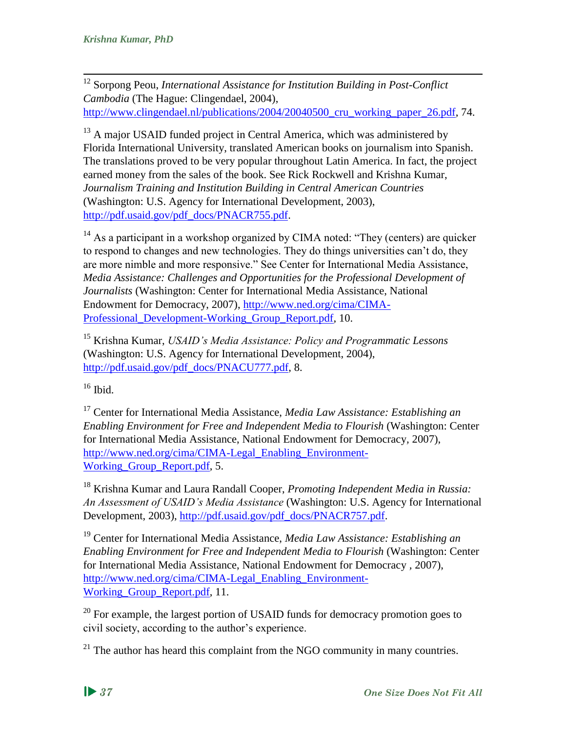[12] Sorpong Peou, *International Assistance for Institution Building in Post-Conflict Cambodia* (The Hague: Clingendael, 2004), http://www.clingendael.nl/publications/2004/20040500_cru_working_paper_26.pdf, 74.

[13] A major USAID funded project in Central America, which was administered by Florida International University, translated American books on journalism into Spanish. The translations proved to be very popular throughout Latin America. In fact, the project earned money from the sales of the book. See Rick Rockwell and Krishna Kumar, *Journalism Training and Institution Building in Central American Countries* (Washington: U.S. Agency for International Development, 2003), http://pdf.usaid.gov/pdf_docs/PNACR755.pdf.

[14] As a participant in a workshop organized by CIMA noted: "They (centers) are quicker to respond to changes and new technologies. They do things universities can't do, they are more nimble and more responsive." See Center for International Media Assistance, *Media Assistance: Challenges and Opportunities for the Professional Development of Journalists* (Washington: Center for International Media Assistance, National Endowment for Democracy, 2007), http://www.ned.org/cima/CIMA-Professional_Development-Working_Group_Report.pdf, 10.

[15] Krishna Kumar, *USAID's Media Assistance: Policy and Programmatic Lessons* (Washington: U.S. Agency for International Development, 2004), http://pdf.usaid.gov/pdf_docs/PNACU777.pdf, 8.

[16] Ibid.

[17] Center for International Media Assistance, *Media Law Assistance: Establishing an Enabling Environment for Free and Independent Media to Flourish* (Washington: Center for International Media Assistance, National Endowment for Democracy, 2007), http://www.ned.org/cima/CIMA-Legal_Enabling_Environment-Working_Group_Report.pdf, 5.

[18] Krishna Kumar and Laura Randall Cooper, *Promoting Independent Media in Russia: An Assessment of USAID's Media Assistance* (Washington: U.S. Agency for International Development, 2003), http://pdf.usaid.gov/pdf_docs/PNACR757.pdf.

[19] Center for International Media Assistance, *Media Law Assistance: Establishing an Enabling Environment for Free and Independent Media to Flourish* (Washington: Center for International Media Assistance, National Endowment for Democracy , 2007), http://www.ned.org/cima/CIMA-Legal_Enabling_Environment-Working_Group_Report.pdf, 11.

[20] For example, the largest portion of USAID funds for democracy promotion goes to civil society, according to the author's experience.

[21] The author has heard this complaint from the NGO community in many countries.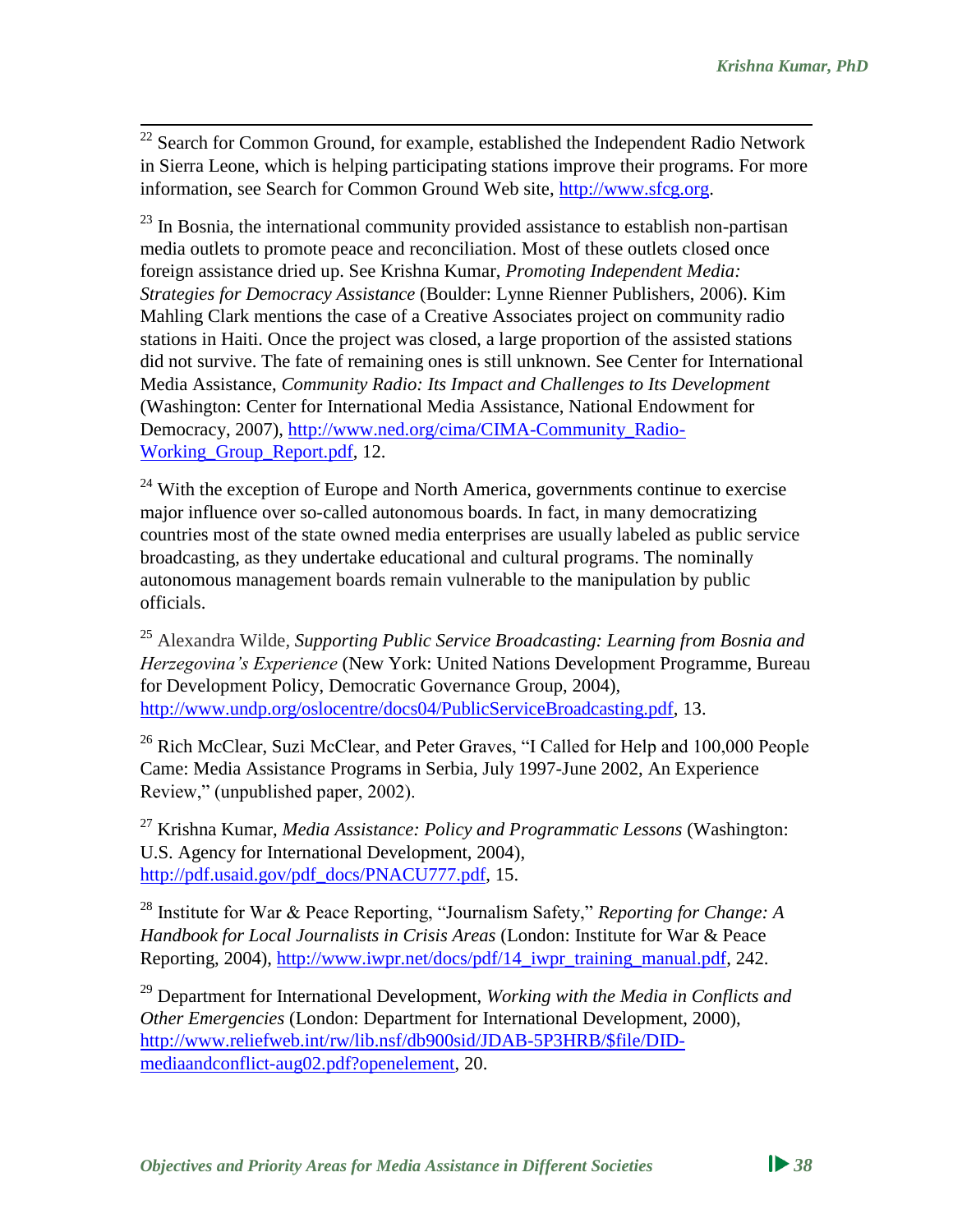[22] Search for Common Ground, for example, established the Independent Radio Network in Sierra Leone, which is helping participating stations improve their programs. For more information, see Search for Common Ground Web site, http://www.sfcg.org.

[23] In Bosnia, the international community provided assistance to establish non-partisan media outlets to promote peace and reconciliation. Most of these outlets closed once foreign assistance dried up. See Krishna Kumar, *Promoting Independent Media: Strategies for Democracy Assistance* (Boulder: Lynne Rienner Publishers, 2006). Kim Mahling Clark mentions the case of a Creative Associates project on community radio stations in Haiti. Once the project was closed, a large proportion of the assisted stations did not survive. The fate of remaining ones is still unknown. See Center for International Media Assistance, *Community Radio: Its Impact and Challenges to Its Development* (Washington: Center for International Media Assistance, National Endowment for Democracy, 2007), http://www.ned.org/cima/CIMA-Community_Radio-Working_Group_Report.pdf, 12.

[24] With the exception of Europe and North America, governments continue to exercise major influence over so-called autonomous boards. In fact, in many democratizing countries most of the state owned media enterprises are usually labeled as public service broadcasting, as they undertake educational and cultural programs. The nominally autonomous management boards remain vulnerable to the manipulation by public officials.

[25] Alexandra Wilde, *Supporting Public Service Broadcasting: Learning from Bosnia and Herzegovina's Experience* (New York: United Nations Development Programme, Bureau for Development Policy, Democratic Governance Group, 2004), http://www.undp.org/oslocentre/docs04/PublicServiceBroadcasting.pdf, 13.

[26] Rich McClear, Suzi McClear, and Peter Graves, "I Called for Help and 100,000 People Came: Media Assistance Programs in Serbia, July 1997-June 2002, An Experience Review," (unpublished paper, 2002).

[27] Krishna Kumar, *Media Assistance: Policy and Programmatic Lessons* (Washington: U.S. Agency for International Development, 2004), http://pdf.usaid.gov/pdf_docs/PNACU777.pdf, 15.

[28] Institute for War & Peace Reporting, "Journalism Safety," *Reporting for Change: A Handbook for Local Journalists in Crisis Areas* (London: Institute for War & Peace Reporting, 2004), http://www.iwpr.net/docs/pdf/14_iwpr_training_manual.pdf, 242.

[29] Department for International Development, *Working with the Media in Conflicts and Other Emergencies* (London: Department for International Development, 2000), http://www.reliefweb.int/rw/lib.nsf/db900sid/JDAB-5P3HRB/$file/DID-mediaandconflict-aug02.pdf?openelement, 20.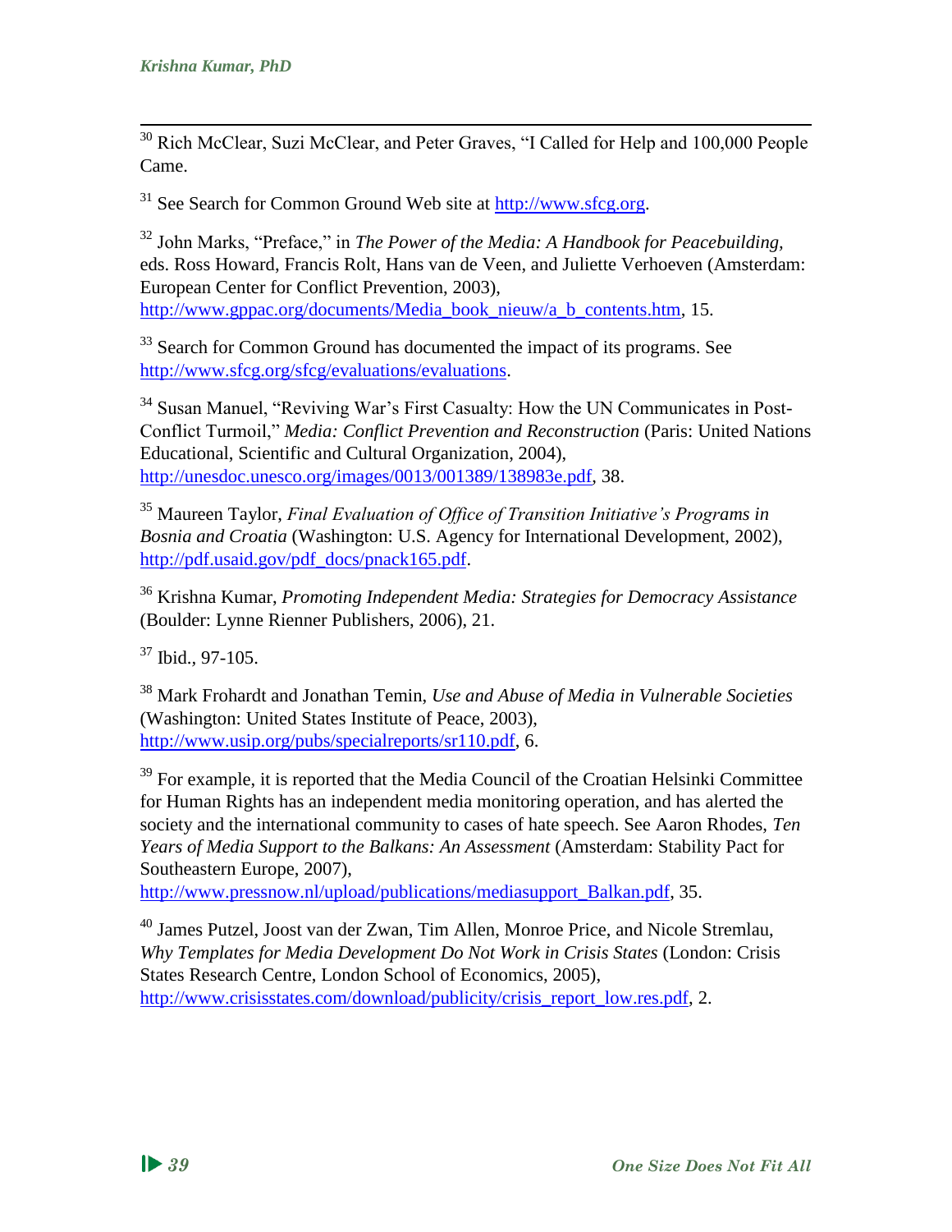[30] Rich McClear, Suzi McClear, and Peter Graves, "I Called for Help and 100,000 People Came.

[31] See Search for Common Ground Web site at http://www.sfcg.org.

[32] John Marks, "Preface," in *The Power of the Media: A Handbook for Peacebuilding*, eds. Ross Howard, Francis Rolt, Hans van de Veen, and Juliette Verhoeven (Amsterdam: European Center for Conflict Prevention, 2003), http://www.gppac.org/documents/Media_book_nieuw/a_b_contents.htm, 15.

[33] Search for Common Ground has documented the impact of its programs. See http://www.sfcg.org/sfcg/evaluations/evaluations.

[34] Susan Manuel, "Reviving War's First Casualty: How the UN Communicates in Post-Conflict Turmoil," *Media: Conflict Prevention and Reconstruction* (Paris: United Nations Educational, Scientific and Cultural Organization, 2004), http://unesdoc.unesco.org/images/0013/001389/138983e.pdf, 38.

[35] Maureen Taylor, *Final Evaluation of Office of Transition Initiative's Programs in Bosnia and Croatia* (Washington: U.S. Agency for International Development, 2002), http://pdf.usaid.gov/pdf_docs/pnack165.pdf.

[36] Krishna Kumar, *Promoting Independent Media: Strategies for Democracy Assistance* (Boulder: Lynne Rienner Publishers, 2006), 21.

[37] Ibid., 97-105.

[38] Mark Frohardt and Jonathan Temin, *Use and Abuse of Media in Vulnerable Societies* (Washington: United States Institute of Peace, 2003), http://www.usip.org/pubs/specialreports/sr110.pdf, 6.

[39] For example, it is reported that the Media Council of the Croatian Helsinki Committee for Human Rights has an independent media monitoring operation, and has alerted the society and the international community to cases of hate speech. See Aaron Rhodes, *Ten Years of Media Support to the Balkans: An Assessment* (Amsterdam: Stability Pact for Southeastern Europe, 2007), http://www.pressnow.nl/upload/publications/mediasupport_Balkan.pdf, 35.

[40] James Putzel, Joost van der Zwan, Tim Allen, Monroe Price, and Nicole Stremlau, *Why Templates for Media Development Do Not Work in Crisis States* (London: Crisis States Research Centre, London School of Economics, 2005), http://www.crisisstates.com/download/publicity/crisis_report_low.res.pdf, 2.